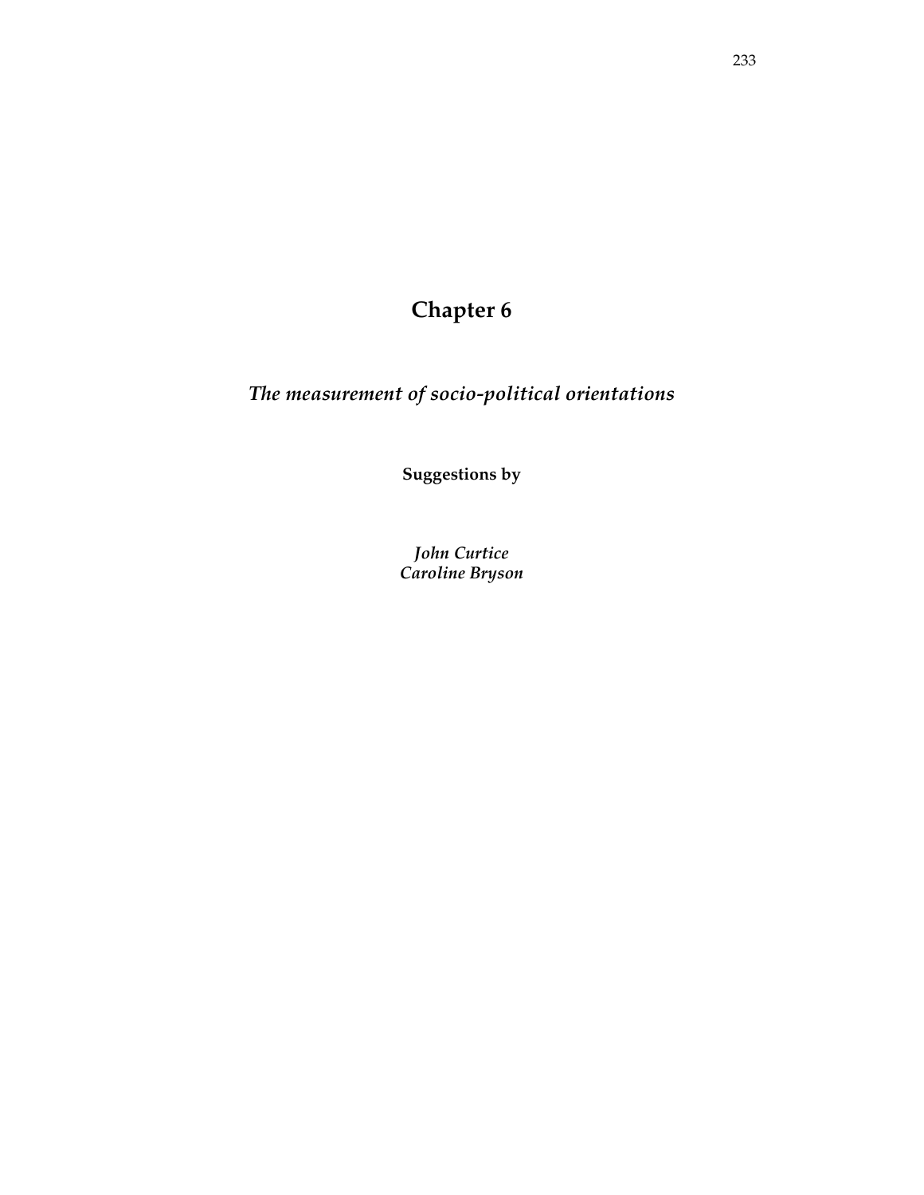# Chapter 6

## *The measurement of socio-political orientations*

**Suggestions by**

*John Curtice*
*Caroline Bryson*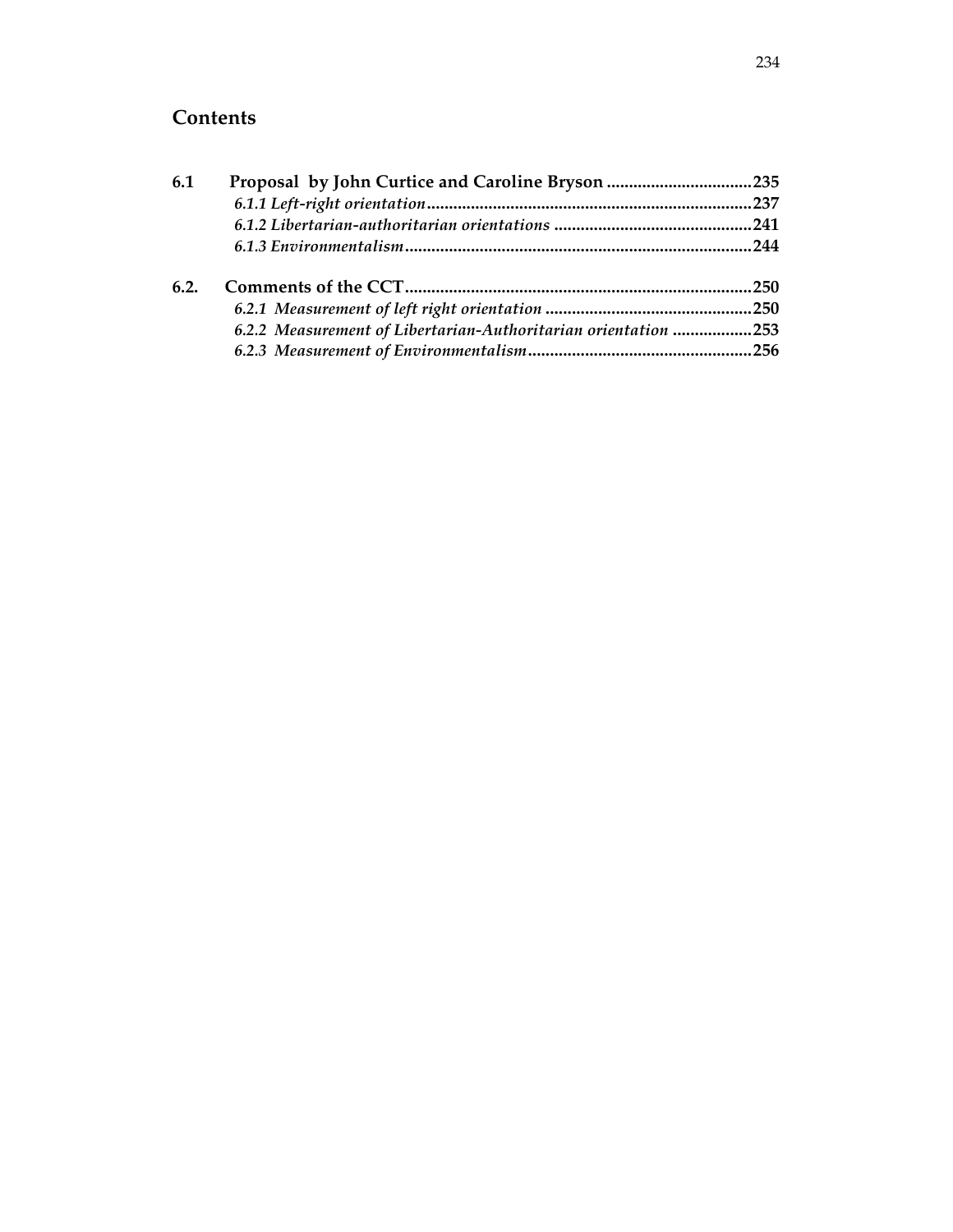## Contents

**6.1 Proposal by John Curtice and Caroline Bryson ................................235**

*6.1.1 Left-right orientation..........................................................................237*

*6.1.2 Libertarian-authoritarian orientations .............................................241*

*6.1.3 Environmentalism...............................................................................244*

**6.2. Comments of the CCT..............................................................................250**

*6.2.1 Measurement of left right orientation ...............................................250*

*6.2.2 Measurement of Libertarian-Authoritarian orientation ..................253*

*6.2.3 Measurement of Environmentalism...................................................256*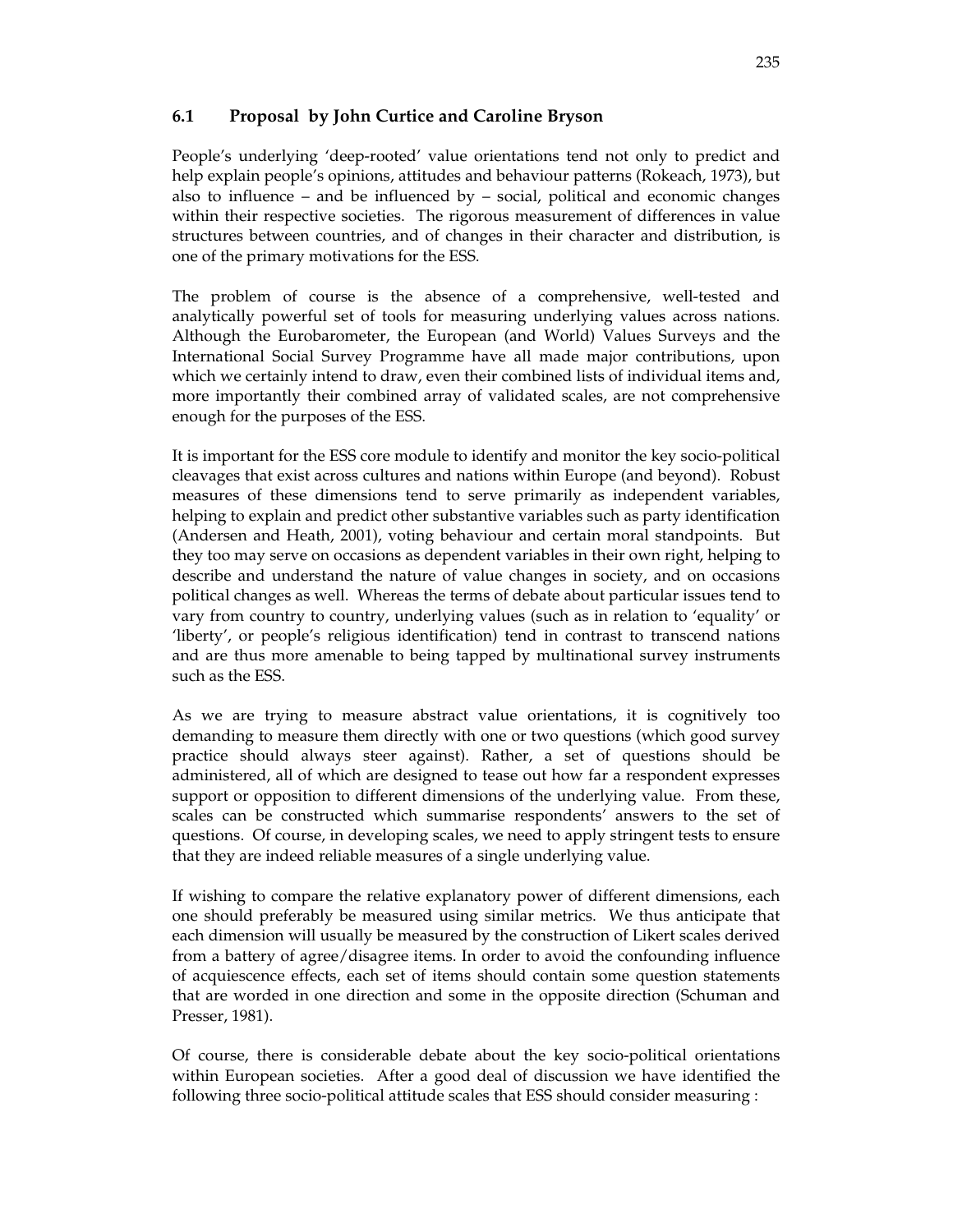## 6.1 Proposal by John Curtice and Caroline Bryson

People's underlying 'deep-rooted' value orientations tend not only to predict and help explain people's opinions, attitudes and behaviour patterns (Rokeach, 1973), but also to influence – and be influenced by – social, political and economic changes within their respective societies. The rigorous measurement of differences in value structures between countries, and of changes in their character and distribution, is one of the primary motivations for the ESS.

The problem of course is the absence of a comprehensive, well-tested and analytically powerful set of tools for measuring underlying values across nations. Although the Eurobarometer, the European (and World) Values Surveys and the International Social Survey Programme have all made major contributions, upon which we certainly intend to draw, even their combined lists of individual items and, more importantly their combined array of validated scales, are not comprehensive enough for the purposes of the ESS.

It is important for the ESS core module to identify and monitor the key socio-political cleavages that exist across cultures and nations within Europe (and beyond). Robust measures of these dimensions tend to serve primarily as independent variables, helping to explain and predict other substantive variables such as party identification (Andersen and Heath, 2001), voting behaviour and certain moral standpoints. But they too may serve on occasions as dependent variables in their own right, helping to describe and understand the nature of value changes in society, and on occasions political changes as well. Whereas the terms of debate about particular issues tend to vary from country to country, underlying values (such as in relation to 'equality' or 'liberty', or people's religious identification) tend in contrast to transcend nations and are thus more amenable to being tapped by multinational survey instruments such as the ESS.

As we are trying to measure abstract value orientations, it is cognitively too demanding to measure them directly with one or two questions (which good survey practice should always steer against). Rather, a set of questions should be administered, all of which are designed to tease out how far a respondent expresses support or opposition to different dimensions of the underlying value. From these, scales can be constructed which summarise respondents' answers to the set of questions. Of course, in developing scales, we need to apply stringent tests to ensure that they are indeed reliable measures of a single underlying value.

If wishing to compare the relative explanatory power of different dimensions, each one should preferably be measured using similar metrics. We thus anticipate that each dimension will usually be measured by the construction of Likert scales derived from a battery of agree/disagree items. In order to avoid the confounding influence of acquiescence effects, each set of items should contain some question statements that are worded in one direction and some in the opposite direction (Schuman and Presser, 1981).

Of course, there is considerable debate about the key socio-political orientations within European societies. After a good deal of discussion we have identified the following three socio-political attitude scales that ESS should consider measuring :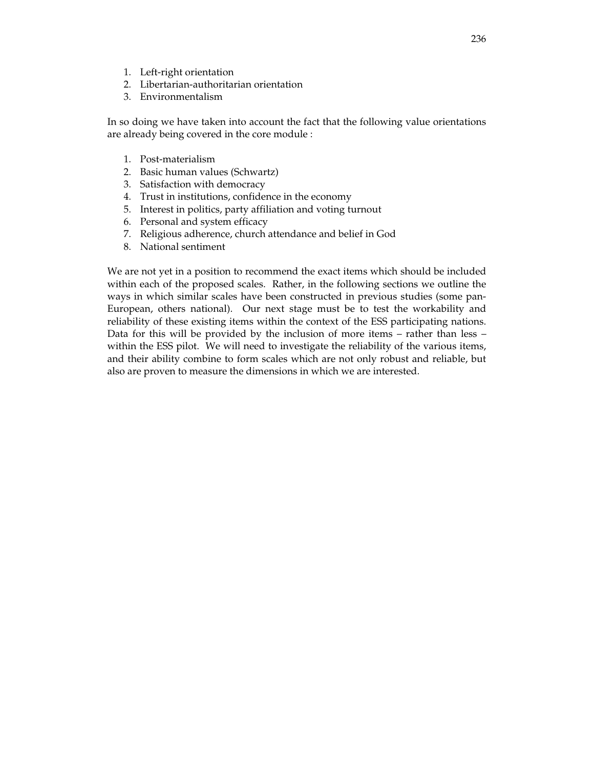1. Left-right orientation
2. Libertarian-authoritarian orientation
3. Environmentalism

In so doing we have taken into account the fact that the following value orientations are already being covered in the core module :

1. Post-materialism
2. Basic human values (Schwartz)
3. Satisfaction with democracy
4. Trust in institutions, confidence in the economy
5. Interest in politics, party affiliation and voting turnout
6. Personal and system efficacy
7. Religious adherence, church attendance and belief in God
8. National sentiment

We are not yet in a position to recommend the exact items which should be included within each of the proposed scales. Rather, in the following sections we outline the ways in which similar scales have been constructed in previous studies (some pan-European, others national). Our next stage must be to test the workability and reliability of these existing items within the context of the ESS participating nations. Data for this will be provided by the inclusion of more items – rather than less – within the ESS pilot. We will need to investigate the reliability of the various items, and their ability combine to form scales which are not only robust and reliable, but also are proven to measure the dimensions in which we are interested.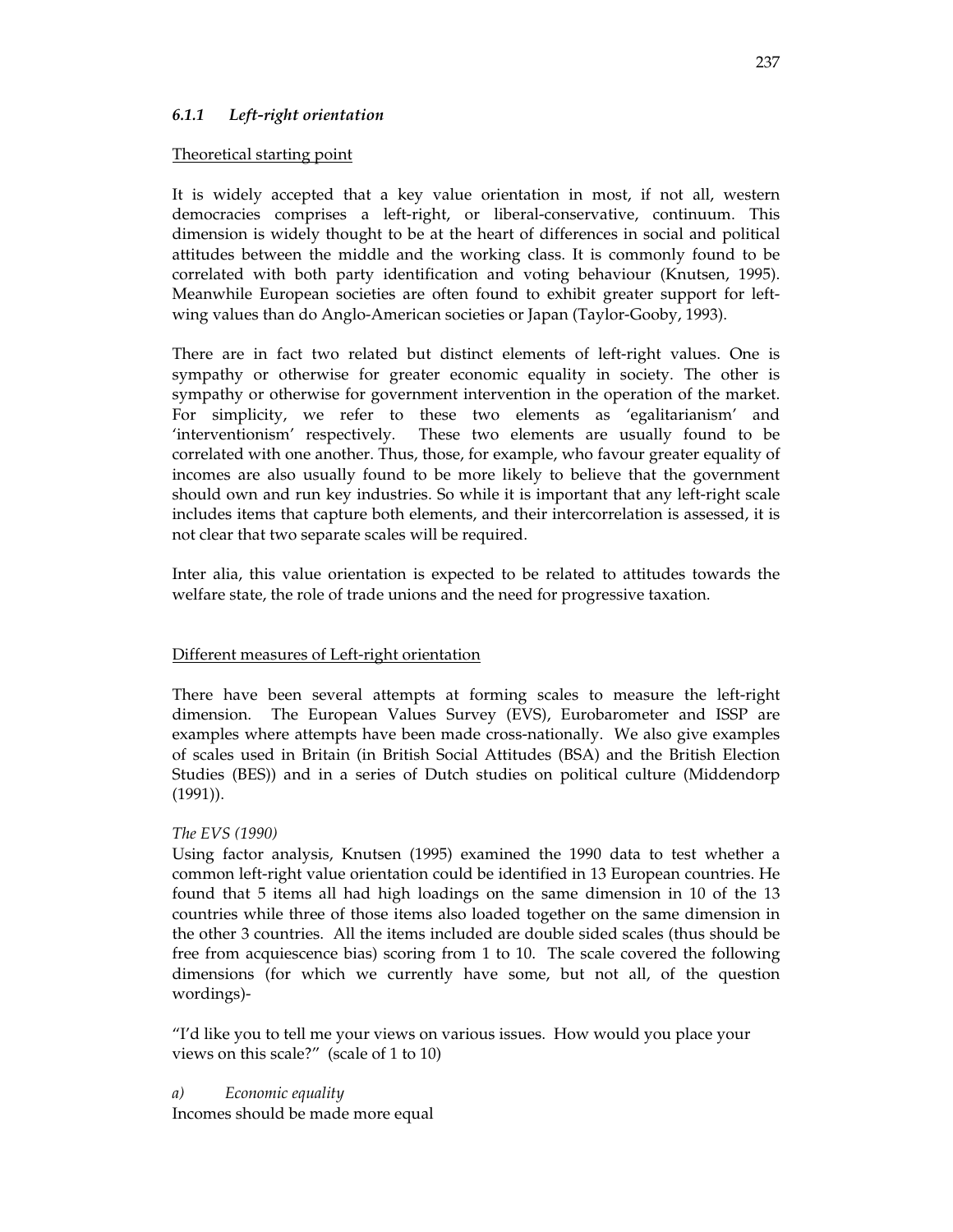### *6.1.1 Left-right orientation*

Theoretical starting point

It is widely accepted that a key value orientation in most, if not all, western democracies comprises a left-right, or liberal-conservative, continuum. This dimension is widely thought to be at the heart of differences in social and political attitudes between the middle and the working class. It is commonly found to be correlated with both party identification and voting behaviour (Knutsen, 1995). Meanwhile European societies are often found to exhibit greater support for left-wing values than do Anglo-American societies or Japan (Taylor-Gooby, 1993).

There are in fact two related but distinct elements of left-right values. One is sympathy or otherwise for greater economic equality in society. The other is sympathy or otherwise for government intervention in the operation of the market. For simplicity, we refer to these two elements as 'egalitarianism' and 'interventionism' respectively. These two elements are usually found to be correlated with one another. Thus, those, for example, who favour greater equality of incomes are also usually found to be more likely to believe that the government should own and run key industries. So while it is important that any left-right scale includes items that capture both elements, and their intercorrelation is assessed, it is not clear that two separate scales will be required.

Inter alia, this value orientation is expected to be related to attitudes towards the welfare state, the role of trade unions and the need for progressive taxation.

Different measures of Left-right orientation

There have been several attempts at forming scales to measure the left-right dimension. The European Values Survey (EVS), Eurobarometer and ISSP are examples where attempts have been made cross-nationally. We also give examples of scales used in Britain (in British Social Attitudes (BSA) and the British Election Studies (BES)) and in a series of Dutch studies on political culture (Middendorp (1991)).

*The EVS (1990)*

Using factor analysis, Knutsen (1995) examined the 1990 data to test whether a common left-right value orientation could be identified in 13 European countries. He found that 5 items all had high loadings on the same dimension in 10 of the 13 countries while three of those items also loaded together on the same dimension in the other 3 countries. All the items included are double sided scales (thus should be free from acquiescence bias) scoring from 1 to 10. The scale covered the following dimensions (for which we currently have some, but not all, of the question wordings)-

"I'd like you to tell me your views on various issues. How would you place your views on this scale?" (scale of 1 to 10)

*a) Economic equality*

Incomes should be made more equal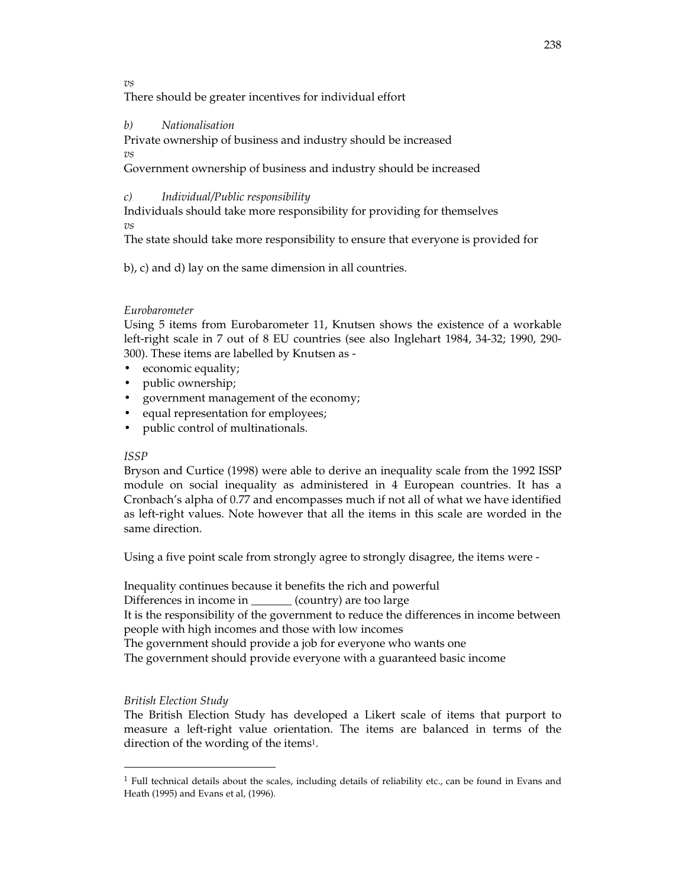*vs*
There should be greater incentives for individual effort

*b)* *Nationalisation*
Private ownership of business and industry should be increased
*vs*
Government ownership of business and industry should be increased

*c)* *Individual/Public responsibility*
Individuals should take more responsibility for providing for themselves
*vs*
The state should take more responsibility to ensure that everyone is provided for

b), c) and d) lay on the same dimension in all countries.

*Eurobarometer*
Using 5 items from Eurobarometer 11, Knutsen shows the existence of a workable left-right scale in 7 out of 8 EU countries (see also Inglehart 1984, 34-32; 1990, 290-300). These items are labelled by Knutsen as -

- economic equality;
- public ownership;
- government management of the economy;
- equal representation for employees;
- public control of multinationals.

*ISSP*
Bryson and Curtice (1998) were able to derive an inequality scale from the 1992 ISSP module on social inequality as administered in 4 European countries. It has a Cronbach's alpha of 0.77 and encompasses much if not all of what we have identified as left-right values. Note however that all the items in this scale are worded in the same direction.

Using a five point scale from strongly agree to strongly disagree, the items were -

Inequality continues because it benefits the rich and powerful
Differences in income in _______ (country) are too large
It is the responsibility of the government to reduce the differences in income between people with high incomes and those with low incomes
The government should provide a job for everyone who wants one
The government should provide everyone with a guaranteed basic income

*British Election Study*
The British Election Study has developed a Likert scale of items that purport to measure a left-right value orientation. The items are balanced in terms of the direction of the wording of the items[1].

[1] Full technical details about the scales, including details of reliability etc., can be found in Evans and Heath (1995) and Evans et al, (1996).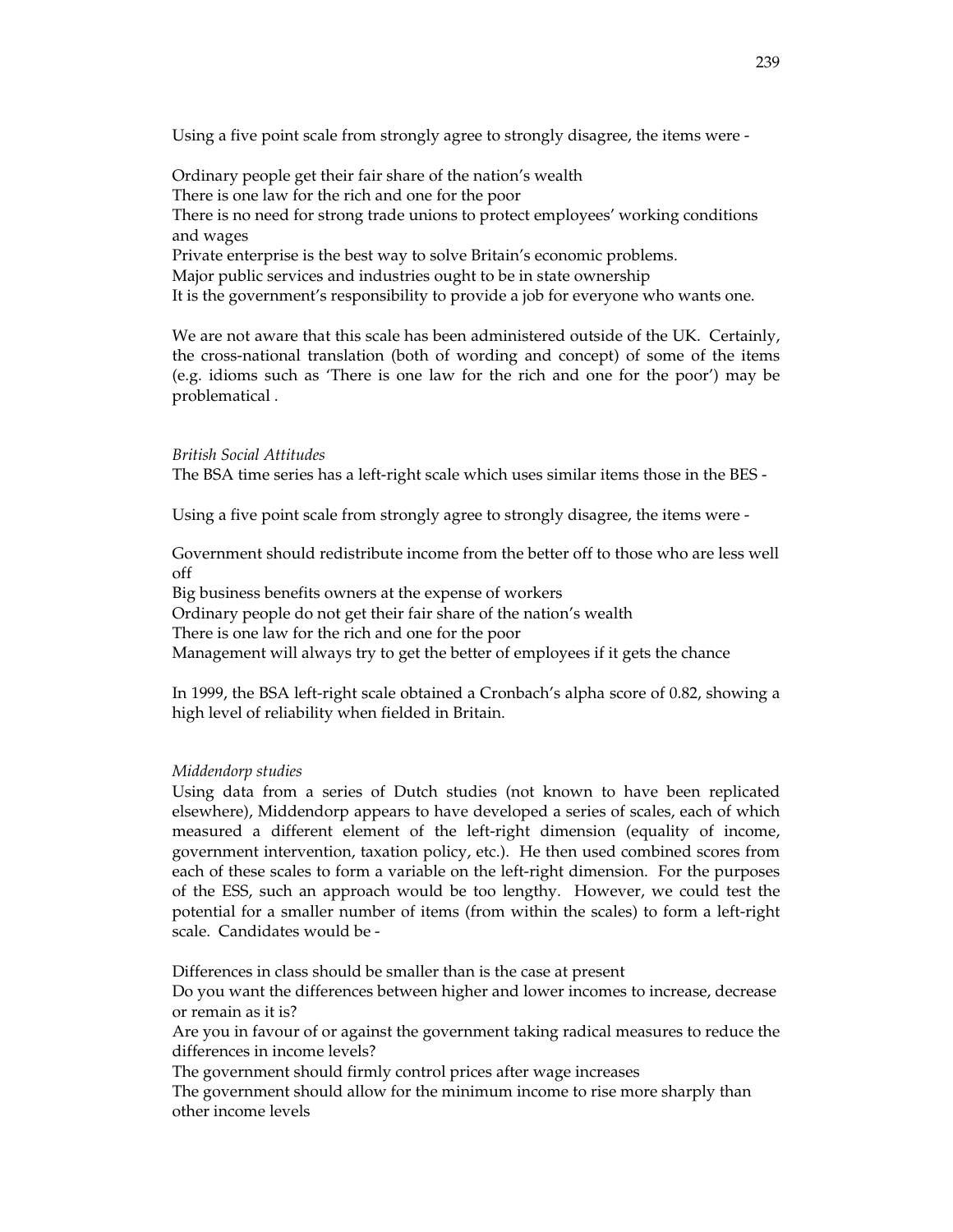Using a five point scale from strongly agree to strongly disagree, the items were -

Ordinary people get their fair share of the nation's wealth
There is one law for the rich and one for the poor
There is no need for strong trade unions to protect employees' working conditions and wages
Private enterprise is the best way to solve Britain's economic problems.
Major public services and industries ought to be in state ownership
It is the government's responsibility to provide a job for everyone who wants one.

We are not aware that this scale has been administered outside of the UK. Certainly, the cross-national translation (both of wording and concept) of some of the items (e.g. idioms such as 'There is one law for the rich and one for the poor') may be problematical .

*British Social Attitudes*

The BSA time series has a left-right scale which uses similar items those in the BES -

Using a five point scale from strongly agree to strongly disagree, the items were -

Government should redistribute income from the better off to those who are less well off
Big business benefits owners at the expense of workers
Ordinary people do not get their fair share of the nation's wealth
There is one law for the rich and one for the poor
Management will always try to get the better of employees if it gets the chance

In 1999, the BSA left-right scale obtained a Cronbach's alpha score of 0.82, showing a high level of reliability when fielded in Britain.

*Middendorp studies*

Using data from a series of Dutch studies (not known to have been replicated elsewhere), Middendorp appears to have developed a series of scales, each of which measured a different element of the left-right dimension (equality of income, government intervention, taxation policy, etc.). He then used combined scores from each of these scales to form a variable on the left-right dimension. For the purposes of the ESS, such an approach would be too lengthy. However, we could test the potential for a smaller number of items (from within the scales) to form a left-right scale. Candidates would be -

Differences in class should be smaller than is the case at present
Do you want the differences between higher and lower incomes to increase, decrease or remain as it is?
Are you in favour of or against the government taking radical measures to reduce the differences in income levels?
The government should firmly control prices after wage increases
The government should allow for the minimum income to rise more sharply than other income levels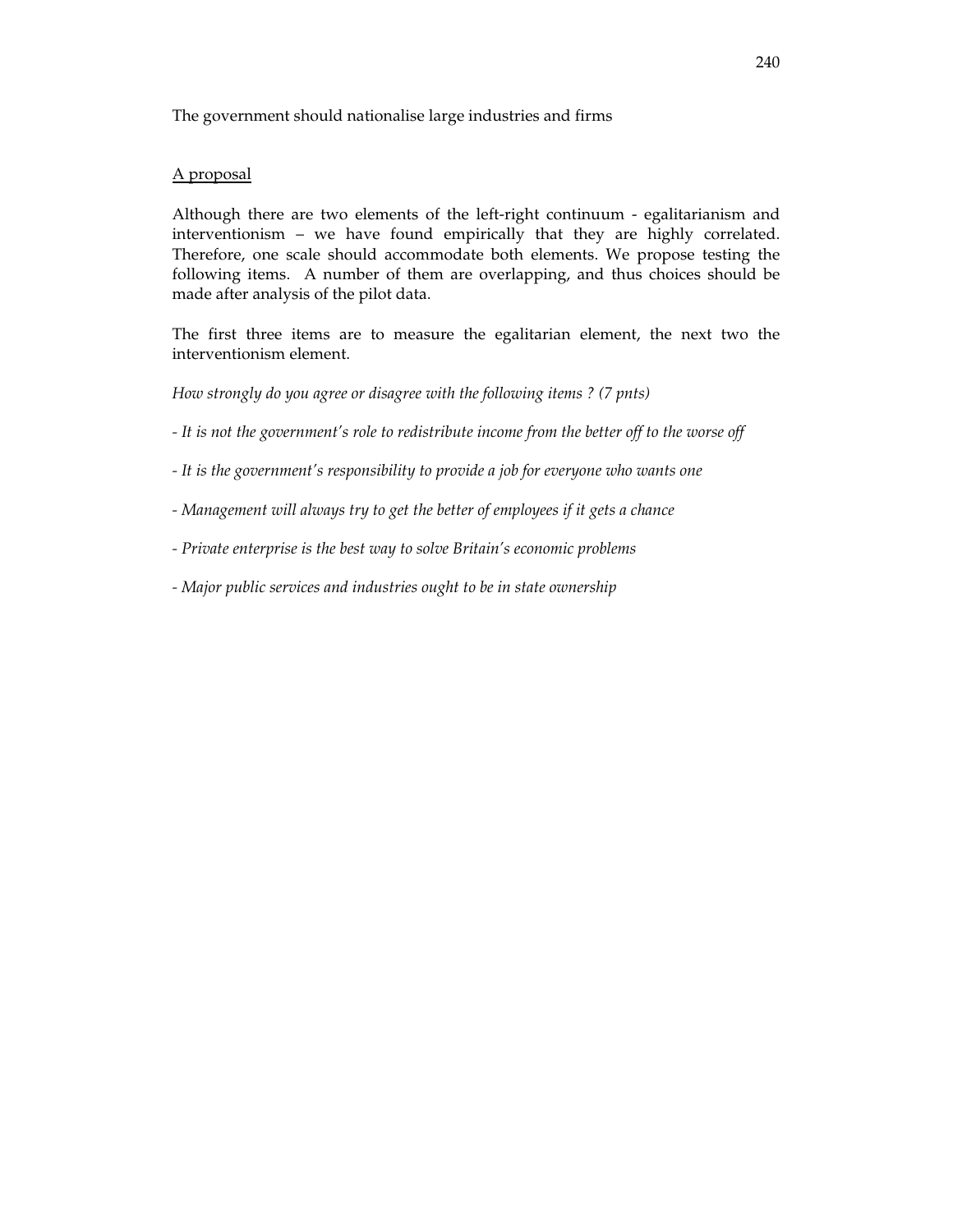The government should nationalise large industries and firms

<u>A proposal</u>

Although there are two elements of the left-right continuum - egalitarianism and interventionism – we have found empirically that they are highly correlated. Therefore, one scale should accommodate both elements. We propose testing the following items. A number of them are overlapping, and thus choices should be made after analysis of the pilot data.

The first three items are to measure the egalitarian element, the next two the interventionism element.

*How strongly do you agree or disagree with the following items ? (7 pnts)*

*- It is not the government's role to redistribute income from the better off to the worse off*

*- It is the government's responsibility to provide a job for everyone who wants one*

*- Management will always try to get the better of employees if it gets a chance*

*- Private enterprise is the best way to solve Britain's economic problems*

*- Major public services and industries ought to be in state ownership*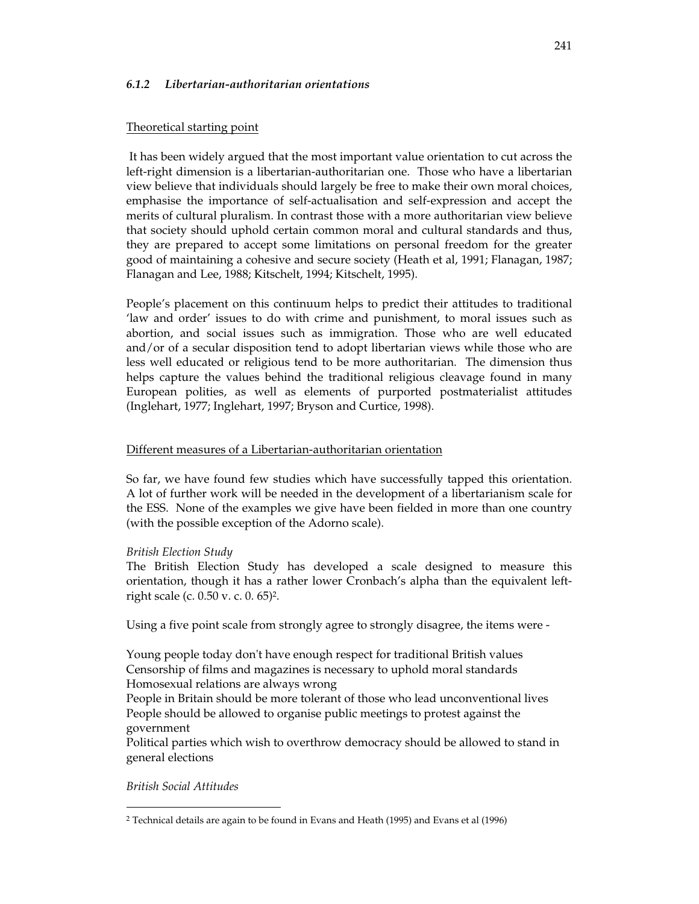### *6.1.2 Libertarian-authoritarian orientations*

Theoretical starting point

It has been widely argued that the most important value orientation to cut across the left-right dimension is a libertarian-authoritarian one. Those who have a libertarian view believe that individuals should largely be free to make their own moral choices, emphasise the importance of self-actualisation and self-expression and accept the merits of cultural pluralism. In contrast those with a more authoritarian view believe that society should uphold certain common moral and cultural standards and thus, they are prepared to accept some limitations on personal freedom for the greater good of maintaining a cohesive and secure society (Heath et al, 1991; Flanagan, 1987; Flanagan and Lee, 1988; Kitschelt, 1994; Kitschelt, 1995).

People's placement on this continuum helps to predict their attitudes to traditional 'law and order' issues to do with crime and punishment, to moral issues such as abortion, and social issues such as immigration. Those who are well educated and/or of a secular disposition tend to adopt libertarian views while those who are less well educated or religious tend to be more authoritarian. The dimension thus helps capture the values behind the traditional religious cleavage found in many European polities, as well as elements of purported postmaterialist attitudes (Inglehart, 1977; Inglehart, 1997; Bryson and Curtice, 1998).

Different measures of a Libertarian-authoritarian orientation

So far, we have found few studies which have successfully tapped this orientation. A lot of further work will be needed in the development of a libertarianism scale for the ESS. None of the examples we give have been fielded in more than one country (with the possible exception of the Adorno scale).

*British Election Study*

The British Election Study has developed a scale designed to measure this orientation, though it has a rather lower Cronbach's alpha than the equivalent left-right scale (c. 0.50 v. c. 0. 65)[2].

Using a five point scale from strongly agree to strongly disagree, the items were -

Young people today don't have enough respect for traditional British values
Censorship of films and magazines is necessary to uphold moral standards
Homosexual relations are always wrong
People in Britain should be more tolerant of those who lead unconventional lives
People should be allowed to organise public meetings to protest against the government
Political parties which wish to overthrow democracy should be allowed to stand in general elections

*British Social Attitudes*

[2] Technical details are again to be found in Evans and Heath (1995) and Evans et al (1996)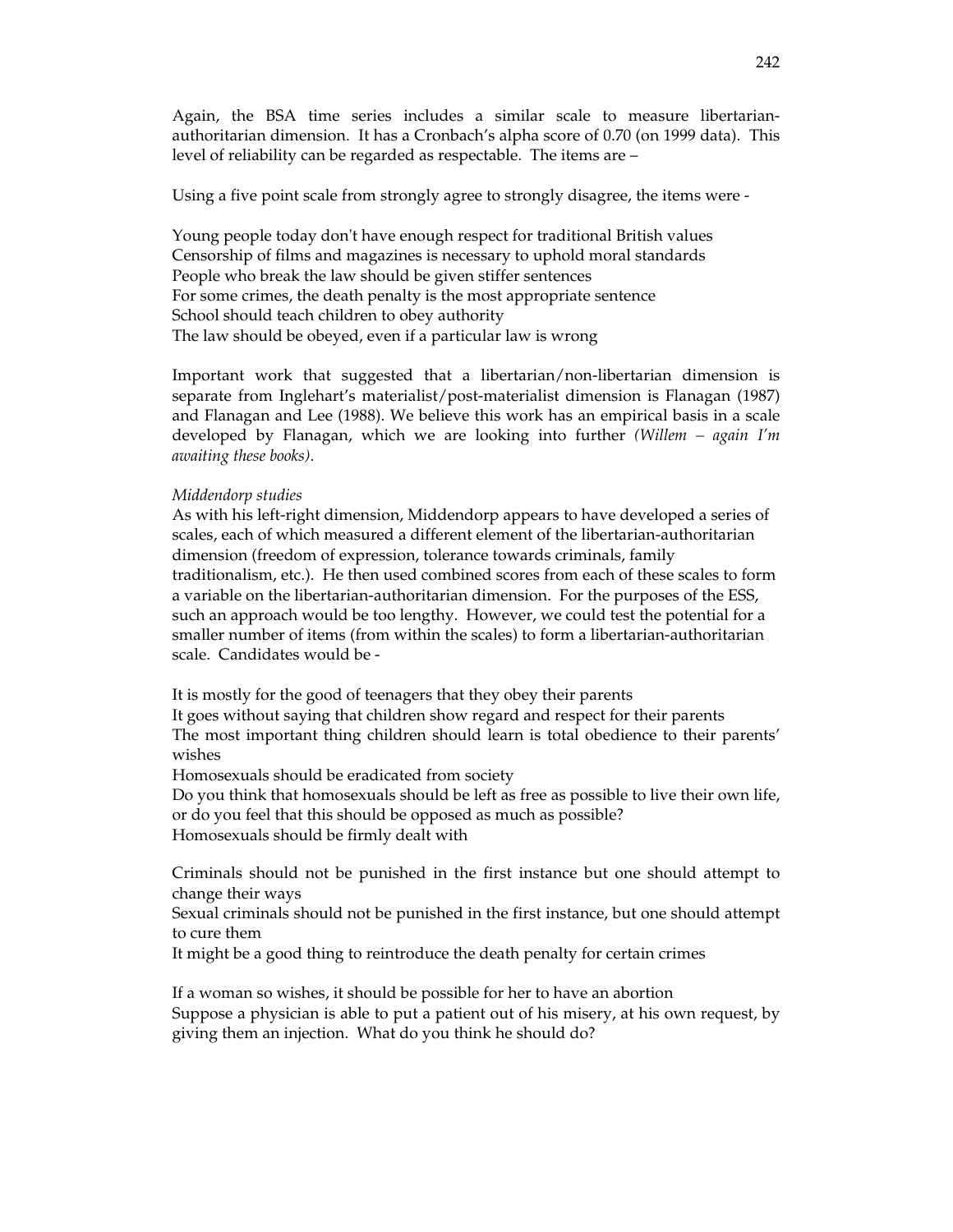Again, the BSA time series includes a similar scale to measure libertarian-authoritarian dimension. It has a Cronbach's alpha score of 0.70 (on 1999 data). This level of reliability can be regarded as respectable. The items are –

Using a five point scale from strongly agree to strongly disagree, the items were -

Young people today don't have enough respect for traditional British values
Censorship of films and magazines is necessary to uphold moral standards
People who break the law should be given stiffer sentences
For some crimes, the death penalty is the most appropriate sentence
School should teach children to obey authority
The law should be obeyed, even if a particular law is wrong

Important work that suggested that a libertarian/non-libertarian dimension is separate from Inglehart's materialist/post-materialist dimension is Flanagan (1987) and Flanagan and Lee (1988). We believe this work has an empirical basis in a scale developed by Flanagan, which we are looking into further *(Willem – again I'm awaiting these books)*.

*Middendorp studies*

As with his left-right dimension, Middendorp appears to have developed a series of scales, each of which measured a different element of the libertarian-authoritarian dimension (freedom of expression, tolerance towards criminals, family traditionalism, etc.). He then used combined scores from each of these scales to form a variable on the libertarian-authoritarian dimension. For the purposes of the ESS, such an approach would be too lengthy. However, we could test the potential for a smaller number of items (from within the scales) to form a libertarian-authoritarian scale. Candidates would be -

It is mostly for the good of teenagers that they obey their parents
It goes without saying that children show regard and respect for their parents
The most important thing children should learn is total obedience to their parents' wishes
Homosexuals should be eradicated from society
Do you think that homosexuals should be left as free as possible to live their own life, or do you feel that this should be opposed as much as possible?
Homosexuals should be firmly dealt with

Criminals should not be punished in the first instance but one should attempt to change their ways
Sexual criminals should not be punished in the first instance, but one should attempt to cure them
It might be a good thing to reintroduce the death penalty for certain crimes

If a woman so wishes, it should be possible for her to have an abortion
Suppose a physician is able to put a patient out of his misery, at his own request, by giving them an injection. What do you think he should do?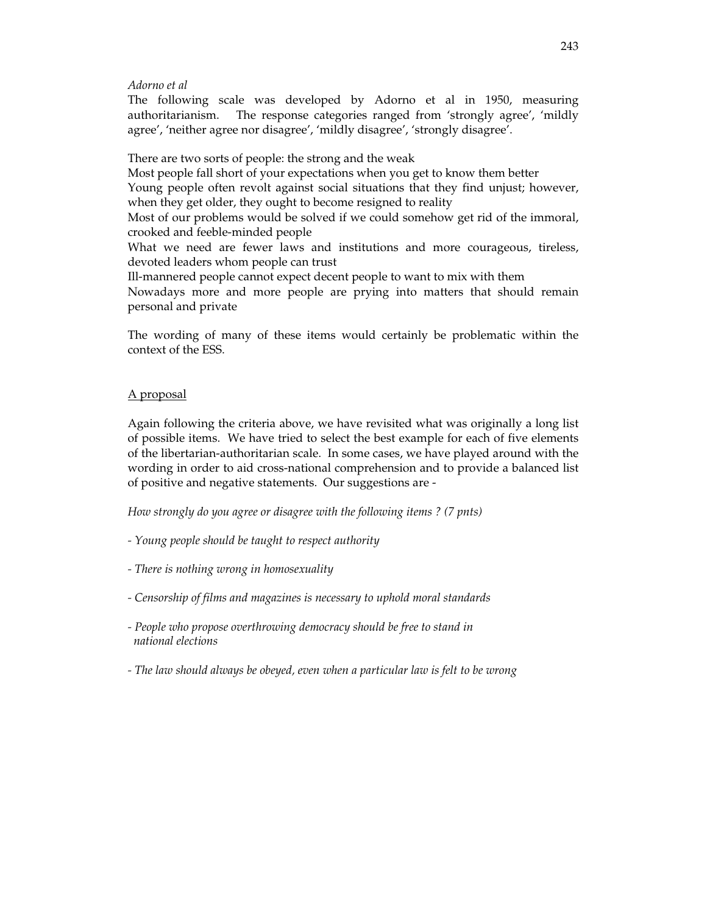*Adorno et al*

The following scale was developed by Adorno et al in 1950, measuring authoritarianism. The response categories ranged from 'strongly agree', 'mildly agree', 'neither agree nor disagree', 'mildly disagree', 'strongly disagree'.

There are two sorts of people: the strong and the weak
Most people fall short of your expectations when you get to know them better
Young people often revolt against social situations that they find unjust; however, when they get older, they ought to become resigned to reality
Most of our problems would be solved if we could somehow get rid of the immoral, crooked and feeble-minded people
What we need are fewer laws and institutions and more courageous, tireless, devoted leaders whom people can trust
Ill-mannered people cannot expect decent people to want to mix with them
Nowadays more and more people are prying into matters that should remain personal and private

The wording of many of these items would certainly be problematic within the context of the ESS.

## A proposal

Again following the criteria above, we have revisited what was originally a long list of possible items. We have tried to select the best example for each of five elements of the libertarian-authoritarian scale. In some cases, we have played around with the wording in order to aid cross-national comprehension and to provide a balanced list of positive and negative statements. Our suggestions are -

*How strongly do you agree or disagree with the following items ? (7 pnts)*

- *Young people should be taught to respect authority*

- *There is nothing wrong in homosexuality*

- *Censorship of films and magazines is necessary to uphold moral standards*

- *People who propose overthrowing democracy should be free to stand in national elections*

- *The law should always be obeyed, even when a particular law is felt to be wrong*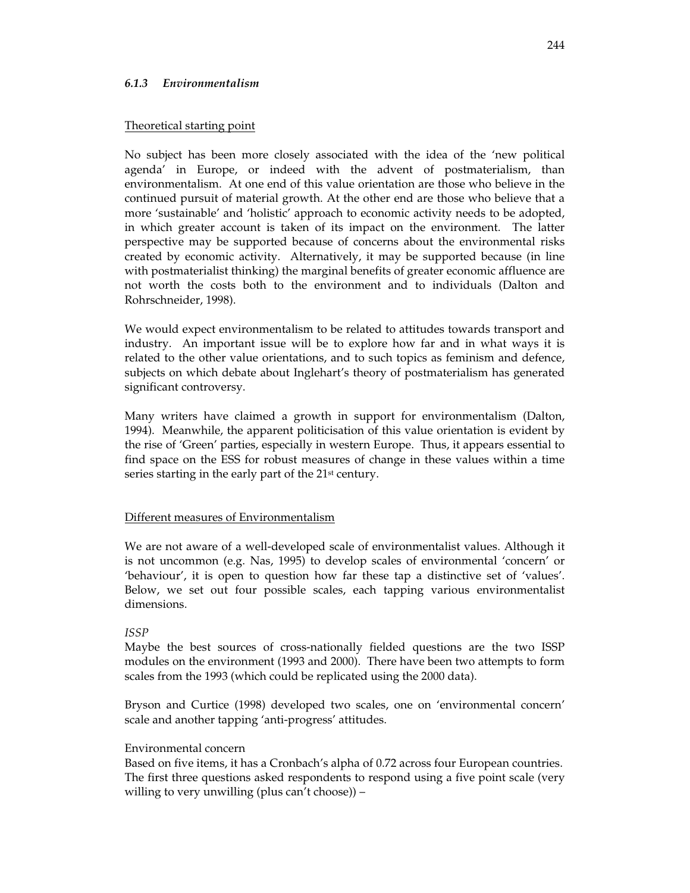### *6.1.3 Environmentalism*

Theoretical starting point

No subject has been more closely associated with the idea of the 'new political agenda' in Europe, or indeed with the advent of postmaterialism, than environmentalism. At one end of this value orientation are those who believe in the continued pursuit of material growth. At the other end are those who believe that a more 'sustainable' and 'holistic' approach to economic activity needs to be adopted, in which greater account is taken of its impact on the environment. The latter perspective may be supported because of concerns about the environmental risks created by economic activity. Alternatively, it may be supported because (in line with postmaterialist thinking) the marginal benefits of greater economic affluence are not worth the costs both to the environment and to individuals (Dalton and Rohrschneider, 1998).

We would expect environmentalism to be related to attitudes towards transport and industry. An important issue will be to explore how far and in what ways it is related to the other value orientations, and to such topics as feminism and defence, subjects on which debate about Inglehart's theory of postmaterialism has generated significant controversy.

Many writers have claimed a growth in support for environmentalism (Dalton, 1994). Meanwhile, the apparent politicisation of this value orientation is evident by the rise of 'Green' parties, especially in western Europe. Thus, it appears essential to find space on the ESS for robust measures of change in these values within a time series starting in the early part of the 21st century.

Different measures of Environmentalism

We are not aware of a well-developed scale of environmentalist values. Although it is not uncommon (e.g. Nas, 1995) to develop scales of environmental 'concern' or 'behaviour', it is open to question how far these tap a distinctive set of 'values'. Below, we set out four possible scales, each tapping various environmentalist dimensions.

*ISSP*

Maybe the best sources of cross-nationally fielded questions are the two ISSP modules on the environment (1993 and 2000). There have been two attempts to form scales from the 1993 (which could be replicated using the 2000 data).

Bryson and Curtice (1998) developed two scales, one on 'environmental concern' scale and another tapping 'anti-progress' attitudes.

Environmental concern

Based on five items, it has a Cronbach's alpha of 0.72 across four European countries. The first three questions asked respondents to respond using a five point scale (very willing to very unwilling (plus can't choose)) –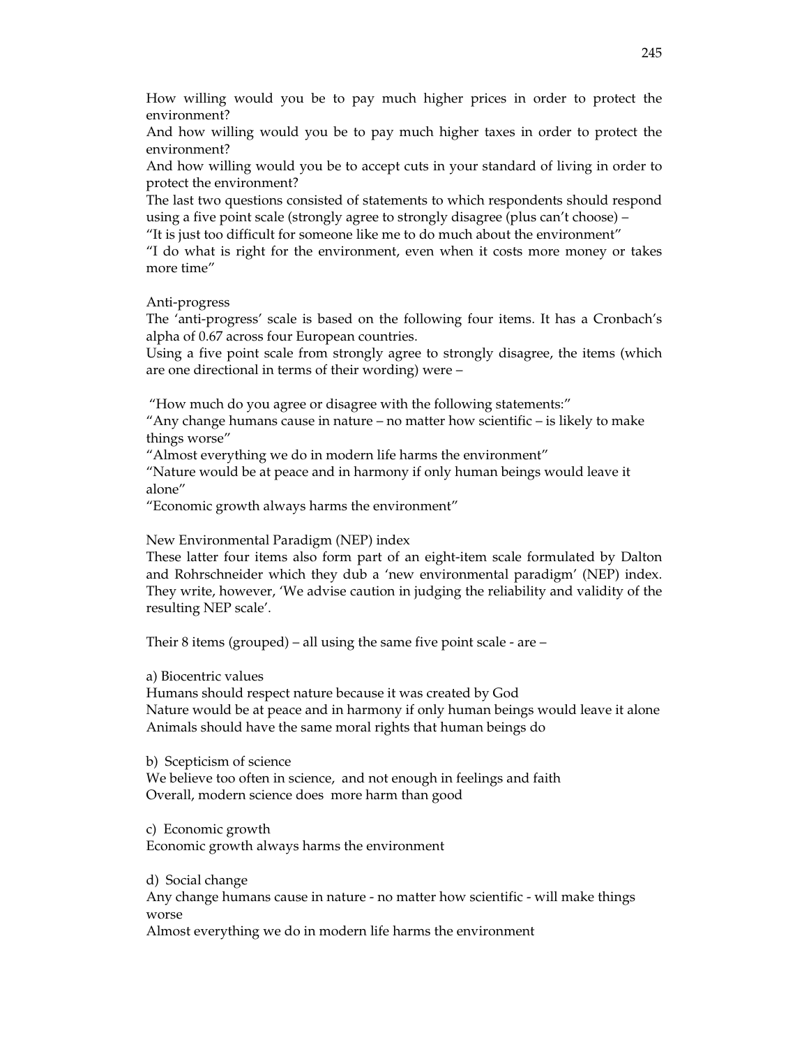How willing would you be to pay much higher prices in order to protect the environment?

And how willing would you be to pay much higher taxes in order to protect the environment?

And how willing would you be to accept cuts in your standard of living in order to protect the environment?

The last two questions consisted of statements to which respondents should respond using a five point scale (strongly agree to strongly disagree (plus can't choose) –

"It is just too difficult for someone like me to do much about the environment"

"I do what is right for the environment, even when it costs more money or takes more time"

Anti-progress

The 'anti-progress' scale is based on the following four items. It has a Cronbach's alpha of 0.67 across four European countries.

Using a five point scale from strongly agree to strongly disagree, the items (which are one directional in terms of their wording) were –

"How much do you agree or disagree with the following statements:"

"Any change humans cause in nature – no matter how scientific – is likely to make things worse"

"Almost everything we do in modern life harms the environment"

"Nature would be at peace and in harmony if only human beings would leave it alone"

"Economic growth always harms the environment"

New Environmental Paradigm (NEP) index

These latter four items also form part of an eight-item scale formulated by Dalton and Rohrschneider which they dub a 'new environmental paradigm' (NEP) index. They write, however, 'We advise caution in judging the reliability and validity of the resulting NEP scale'.

Their 8 items (grouped) – all using the same five point scale - are –

a) Biocentric values

Humans should respect nature because it was created by God

Nature would be at peace and in harmony if only human beings would leave it alone

Animals should have the same moral rights that human beings do

b) Scepticism of science

We believe too often in science, and not enough in feelings and faith

Overall, modern science does more harm than good

c) Economic growth

Economic growth always harms the environment

d) Social change

Any change humans cause in nature - no matter how scientific - will make things worse

Almost everything we do in modern life harms the environment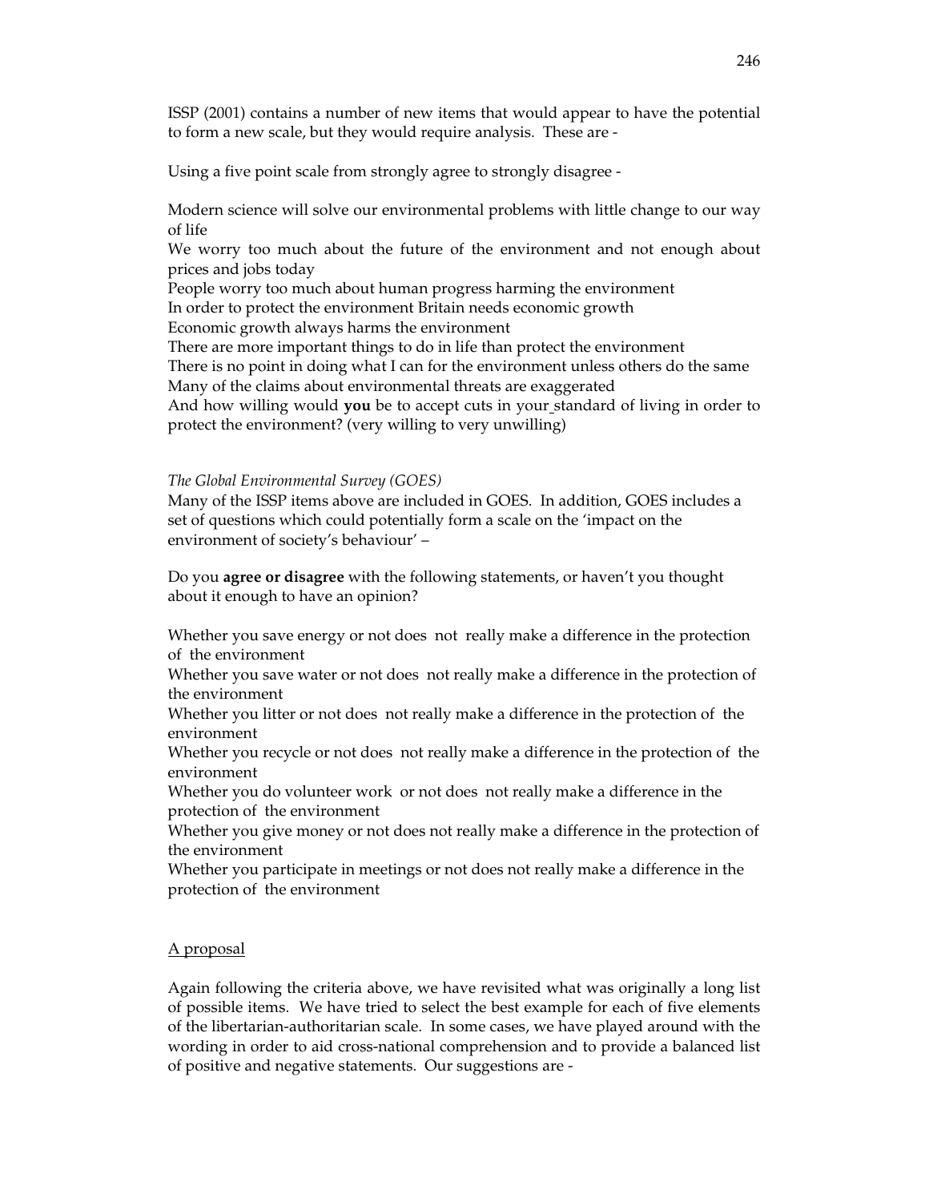ISSP (2001) contains a number of new items that would appear to have the potential to form a new scale, but they would require analysis. These are -

Using a five point scale from strongly agree to strongly disagree -

Modern science will solve our environmental problems with little change to our way of life
We worry too much about the future of the environment and not enough about prices and jobs today
People worry too much about human progress harming the environment
In order to protect the environment Britain needs economic growth
Economic growth always harms the environment
There are more important things to do in life than protect the environment
There is no point in doing what I can for the environment unless others do the same
Many of the claims about environmental threats are exaggerated
And how willing would **you** be to accept cuts in your standard of living in order to protect the environment? (very willing to very unwilling)

*The Global Environmental Survey (GOES)*
Many of the ISSP items above are included in GOES. In addition, GOES includes a set of questions which could potentially form a scale on the 'impact on the environment of society's behaviour' –

Do you **agree or disagree** with the following statements, or haven't you thought about it enough to have an opinion?

Whether you save energy or not does not really make a difference in the protection of the environment
Whether you save water or not does not really make a difference in the protection of the environment
Whether you litter or not does not really make a difference in the protection of the environment
Whether you recycle or not does not really make a difference in the protection of the environment
Whether you do volunteer work or not does not really make a difference in the protection of the environment
Whether you give money or not does not really make a difference in the protection of the environment
Whether you participate in meetings or not does not really make a difference in the protection of the environment

<u>A proposal</u>

Again following the criteria above, we have revisited what was originally a long list of possible items. We have tried to select the best example for each of five elements of the libertarian-authoritarian scale. In some cases, we have played around with the wording in order to aid cross-national comprehension and to provide a balanced list of positive and negative statements. Our suggestions are -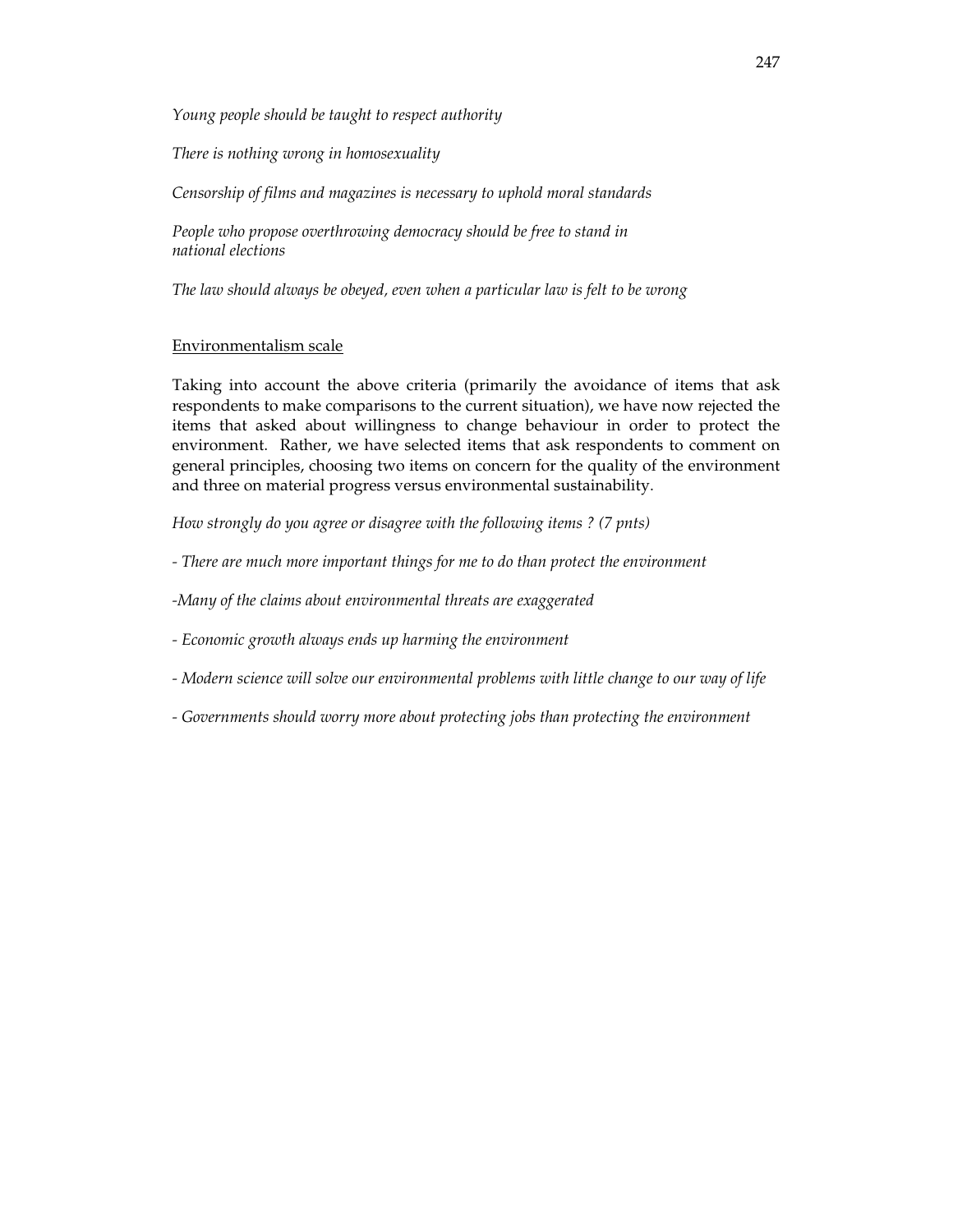*Young people should be taught to respect authority*

*There is nothing wrong in homosexuality*

*Censorship of films and magazines is necessary to uphold moral standards*

*People who propose overthrowing democracy should be free to stand in national elections*

*The law should always be obeyed, even when a particular law is felt to be wrong*

<u>Environmentalism scale</u>

Taking into account the above criteria (primarily the avoidance of items that ask respondents to make comparisons to the current situation), we have now rejected the items that asked about willingness to change behaviour in order to protect the environment. Rather, we have selected items that ask respondents to comment on general principles, choosing two items on concern for the quality of the environment and three on material progress versus environmental sustainability.

*How strongly do you agree or disagree with the following items ? (7 pnts)*

*- There are much more important things for me to do than protect the environment*

*-Many of the claims about environmental threats are exaggerated*

*- Economic growth always ends up harming the environment*

*- Modern science will solve our environmental problems with little change to our way of life*

*- Governments should worry more about protecting jobs than protecting the environment*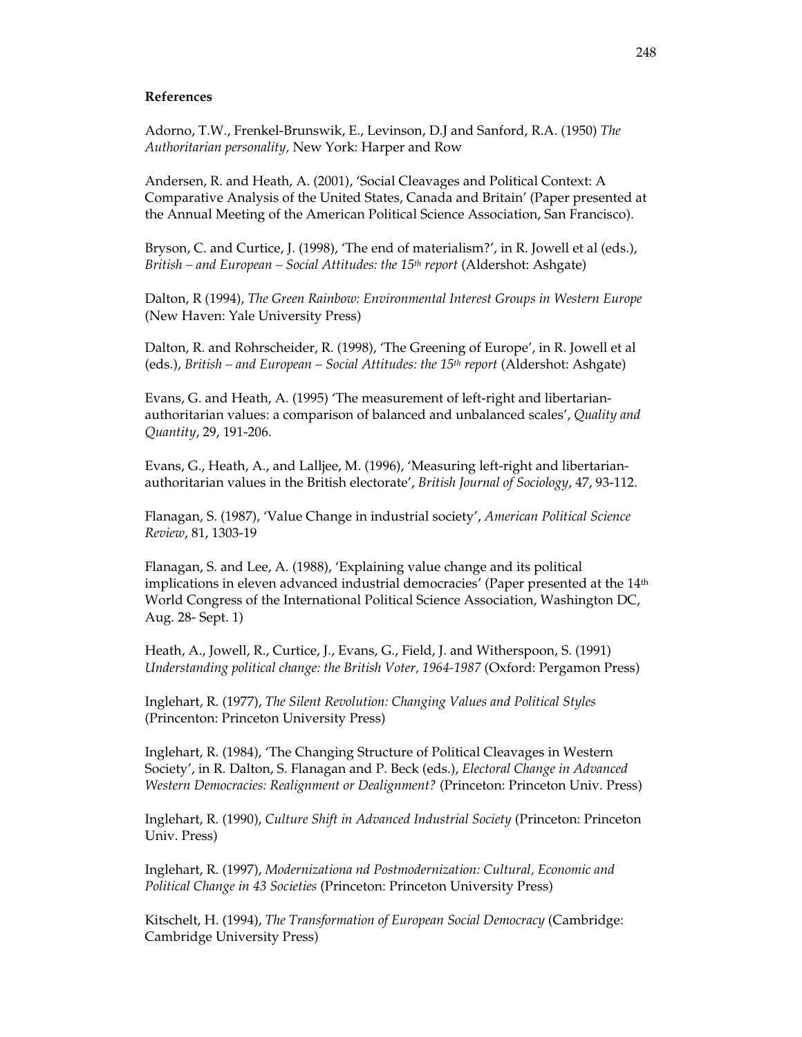**References**

Adorno, T.W., Frenkel-Brunswik, E., Levinson, D.J and Sanford, R.A. (1950) *The Authoritarian personality,* New York: Harper and Row

Andersen, R. and Heath, A. (2001), 'Social Cleavages and Political Context: A Comparative Analysis of the United States, Canada and Britain' (Paper presented at the Annual Meeting of the American Political Science Association, San Francisco).

Bryson, C. and Curtice, J. (1998), 'The end of materialism?', in R. Jowell et al (eds.), *British – and European – Social Attitudes: the 15th report* (Aldershot: Ashgate)

Dalton, R (1994), *The Green Rainbow: Environmental Interest Groups in Western Europe* (New Haven: Yale University Press)

Dalton, R. and Rohrscheider, R. (1998), 'The Greening of Europe', in R. Jowell et al (eds.), *British – and European – Social Attitudes: the 15th report* (Aldershot: Ashgate)

Evans, G. and Heath, A. (1995) 'The measurement of left-right and libertarian-authoritarian values: a comparison of balanced and unbalanced scales', *Quality and Quantity*, 29, 191-206.

Evans, G., Heath, A., and Lalljee, M. (1996), 'Measuring left-right and libertarian-authoritarian values in the British electorate', *British Journal of Sociology*, 47, 93-112.

Flanagan, S. (1987), 'Value Change in industrial society', *American Political Science Review*, 81, 1303-19

Flanagan, S. and Lee, A. (1988), 'Explaining value change and its political implications in eleven advanced industrial democracies' (Paper presented at the 14th World Congress of the International Political Science Association, Washington DC, Aug. 28- Sept. 1)

Heath, A., Jowell, R., Curtice, J., Evans, G., Field, J. and Witherspoon, S. (1991) *Understanding political change: the British Voter, 1964-1987* (Oxford: Pergamon Press)

Inglehart, R. (1977), *The Silent Revolution: Changing Values and Political Styles* (Princenton: Princeton University Press)

Inglehart, R. (1984), 'The Changing Structure of Political Cleavages in Western Society', in R. Dalton, S. Flanagan and P. Beck (eds.), *Electoral Change in Advanced Western Democracies: Realignment or Dealignment?* (Princeton: Princeton Univ. Press)

Inglehart, R. (1990), *Culture Shift in Advanced Industrial Society* (Princeton: Princeton Univ. Press)

Inglehart, R. (1997), *Modernizationa nd Postmodernization: Cultural, Economic and Political Change in 43 Societies* (Princeton: Princeton University Press)

Kitschelt, H. (1994), *The Transformation of European Social Democracy* (Cambridge: Cambridge University Press)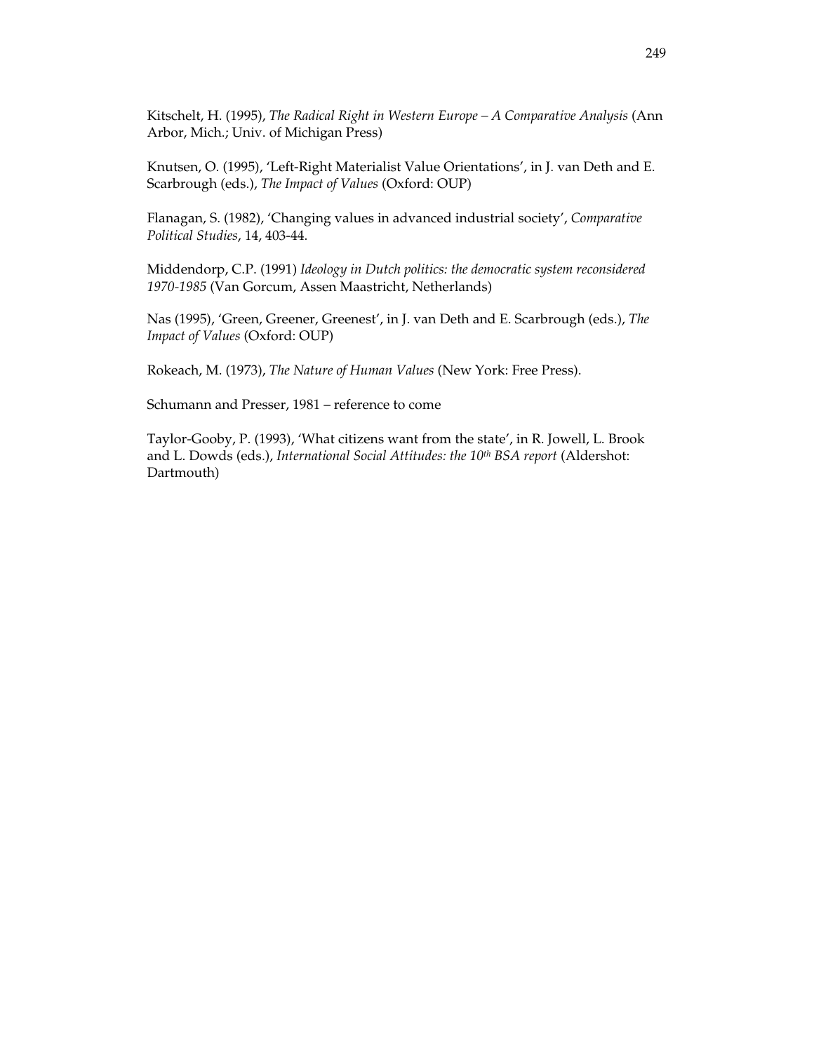Kitschelt, H. (1995), *The Radical Right in Western Europe – A Comparative Analysis* (Ann Arbor, Mich.; Univ. of Michigan Press)

Knutsen, O. (1995), 'Left-Right Materialist Value Orientations', in J. van Deth and E. Scarbrough (eds.), *The Impact of Values* (Oxford: OUP)

Flanagan, S. (1982), 'Changing values in advanced industrial society', *Comparative Political Studies*, 14, 403-44.

Middendorp, C.P. (1991) *Ideology in Dutch politics: the democratic system reconsidered 1970-1985* (Van Gorcum, Assen Maastricht, Netherlands)

Nas (1995), 'Green, Greener, Greenest', in J. van Deth and E. Scarbrough (eds.), *The Impact of Values* (Oxford: OUP)

Rokeach, M. (1973), *The Nature of Human Values* (New York: Free Press).

Schumann and Presser, 1981 – reference to come

Taylor-Gooby, P. (1993), 'What citizens want from the state', in R. Jowell, L. Brook and L. Dowds (eds.), *International Social Attitudes: the 10th BSA report* (Aldershot: Dartmouth)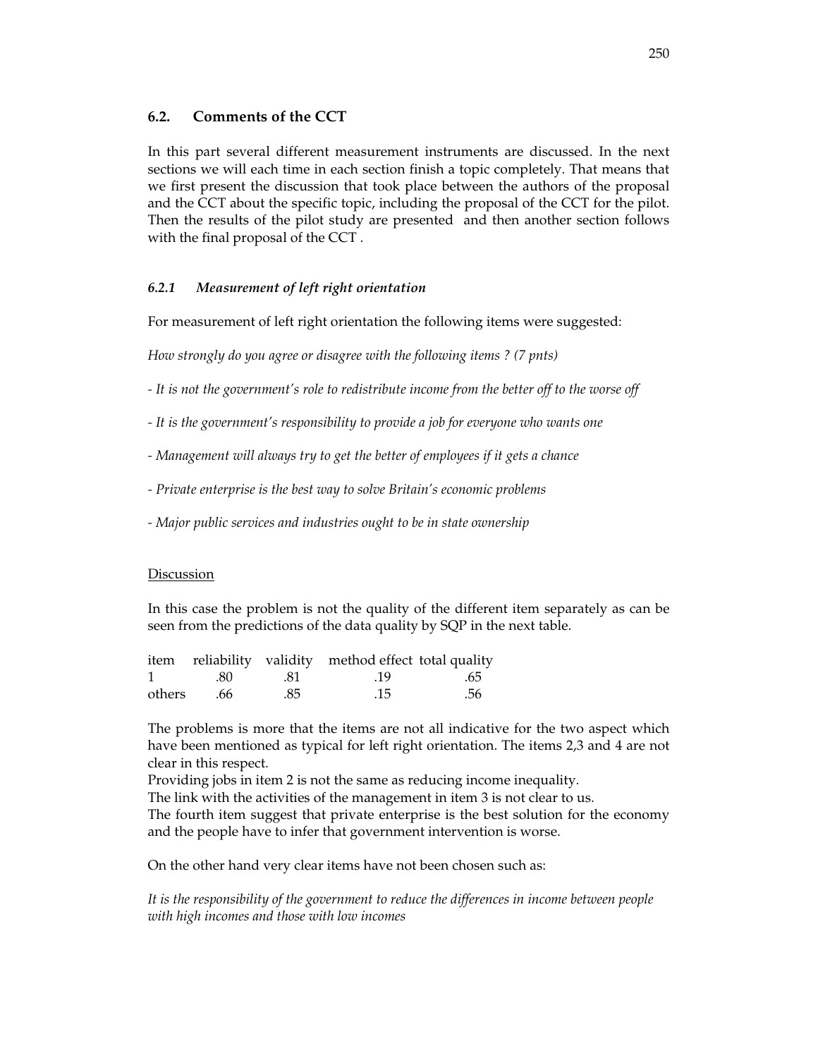## 6.2. Comments of the CCT

In this part several different measurement instruments are discussed. In the next sections we will each time in each section finish a topic completely. That means that we first present the discussion that took place between the authors of the proposal and the CCT about the specific topic, including the proposal of the CCT for the pilot. Then the results of the pilot study are presented and then another section follows with the final proposal of the CCT .

### *6.2.1 Measurement of left right orientation*

For measurement of left right orientation the following items were suggested:

*How strongly do you agree or disagree with the following items ? (7 pnts)*

*- It is not the government's role to redistribute income from the better off to the worse off*

*- It is the government's responsibility to provide a job for everyone who wants one*

*- Management will always try to get the better of employees if it gets a chance*

*- Private enterprise is the best way to solve Britain's economic problems*

*- Major public services and industries ought to be in state ownership*

Discussion

In this case the problem is not the quality of the different item separately as can be seen from the predictions of the data quality by SQP in the next table.

| item | reliability | validity | method effect | total quality |
|---|---|---|---|---|
| 1 | .80 | .81 | .19 | .65 |
| others | .66 | .85 | .15 | .56 |

The problems is more that the items are not all indicative for the two aspect which have been mentioned as typical for left right orientation. The items 2,3 and 4 are not clear in this respect.
Providing jobs in item 2 is not the same as reducing income inequality.
The link with the activities of the management in item 3 is not clear to us.
The fourth item suggest that private enterprise is the best solution for the economy and the people have to infer that government intervention is worse.

On the other hand very clear items have not been chosen such as:

*It is the responsibility of the government to reduce the differences in income between people with high incomes and those with low incomes*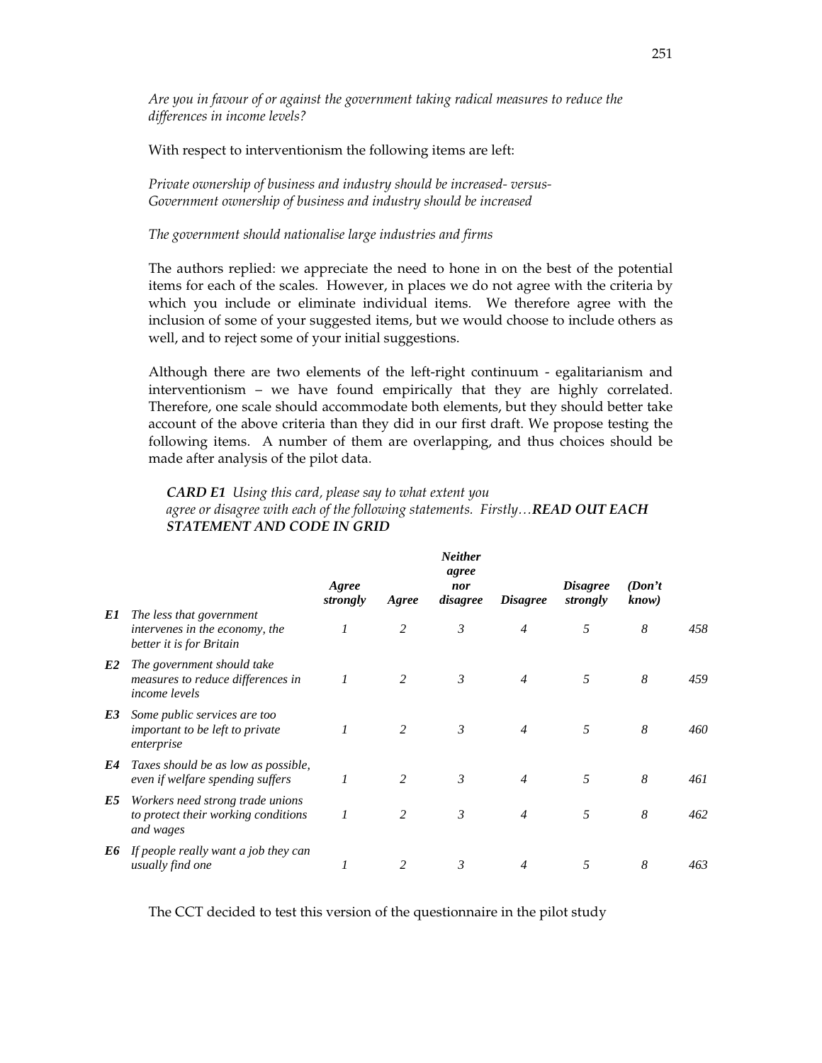*Are you in favour of or against the government taking radical measures to reduce the differences in income levels?*

With respect to interventionism the following items are left:

*Private ownership of business and industry should be increased- versus- Government ownership of business and industry should be increased*

*The government should nationalise large industries and firms*

The authors replied: we appreciate the need to hone in on the best of the potential items for each of the scales. However, in places we do not agree with the criteria by which you include or eliminate individual items. We therefore agree with the inclusion of some of your suggested items, but we would choose to include others as well, and to reject some of your initial suggestions.

Although there are two elements of the left-right continuum - egalitarianism and interventionism – we have found empirically that they are highly correlated. Therefore, one scale should accommodate both elements, but they should better take account of the above criteria than they did in our first draft. We propose testing the following items. A number of them are overlapping, and thus choices should be made after analysis of the pilot data.

***CARD E1*** *Using this card, please say to what extent you agree or disagree with each of the following statements. Firstly…* ***READ OUT EACH STATEMENT AND CODE IN GRID***

| | | *Agree strongly* | *Agree* | *Neither agree nor disagree* | *Disagree* | *Disagree strongly* | *(Don't know)* | |
|---|---|---|---|---|---|---|---|---|
| ***E1*** | *The less that government intervenes in the economy, the better it is for Britain* | *1* | *2* | *3* | *4* | *5* | *8* | *458* |
| ***E2*** | *The government should take measures to reduce differences in income levels* | *1* | *2* | *3* | *4* | *5* | *8* | *459* |
| ***E3*** | *Some public services are too important to be left to private enterprise* | *1* | *2* | *3* | *4* | *5* | *8* | *460* |
| ***E4*** | *Taxes should be as low as possible, even if welfare spending suffers* | *1* | *2* | *3* | *4* | *5* | *8* | *461* |
| ***E5*** | *Workers need strong trade unions to protect their working conditions and wages* | *1* | *2* | *3* | *4* | *5* | *8* | *462* |
| ***E6*** | *If people really want a job they can usually find one* | *1* | *2* | *3* | *4* | *5* | *8* | *463* |

The CCT decided to test this version of the questionnaire in the pilot study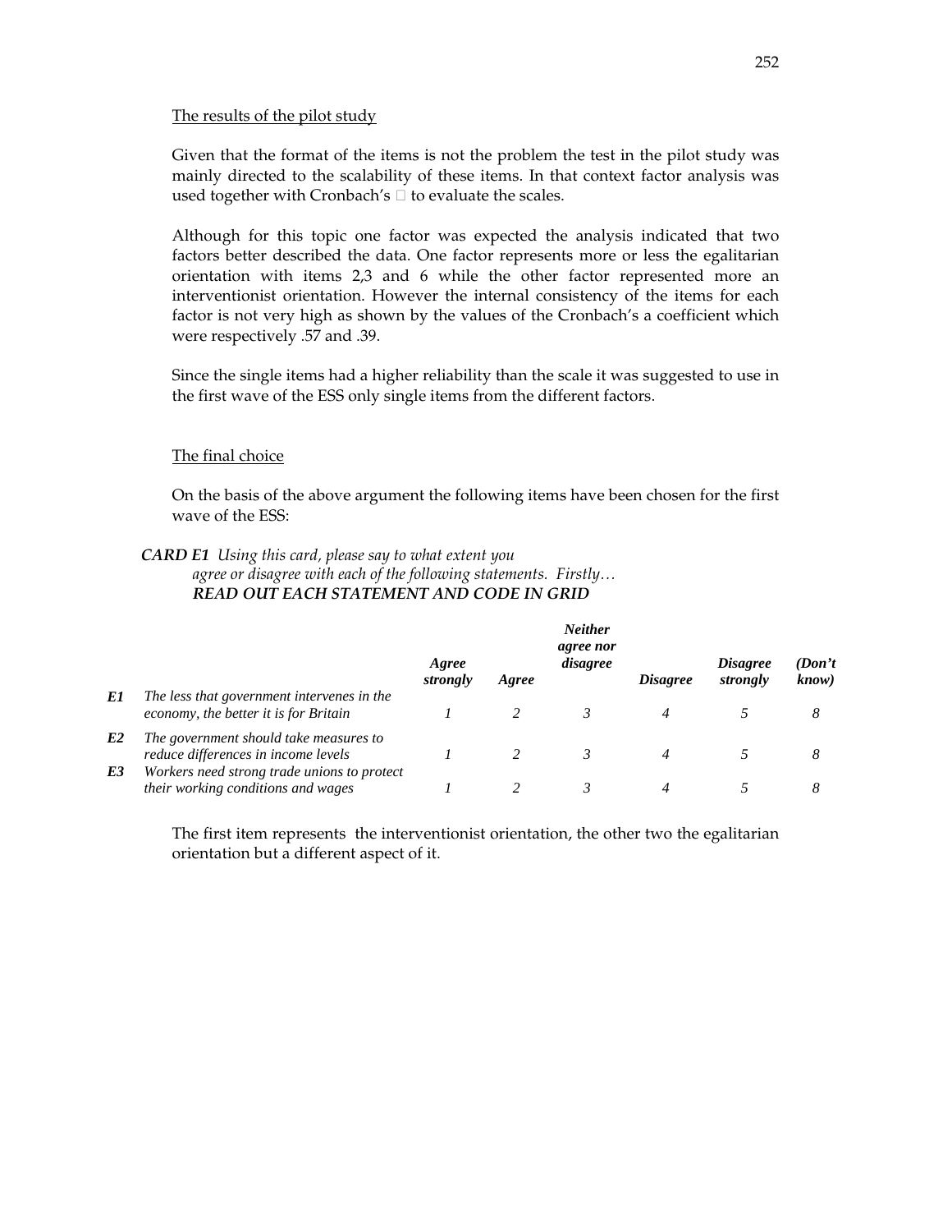The results of the pilot study

Given that the format of the items is not the problem the test in the pilot study was mainly directed to the scalability of these items. In that context factor analysis was used together with Cronbach's  to evaluate the scales.

Although for this topic one factor was expected the analysis indicated that two factors better described the data. One factor represents more or less the egalitarian orientation with items 2,3 and 6 while the other factor represented more an interventionist orientation. However the internal consistency of the items for each factor is not very high as shown by the values of the Cronbach's a coefficient which were respectively .57 and .39.

Since the single items had a higher reliability than the scale it was suggested to use in the first wave of the ESS only single items from the different factors.

The final choice

On the basis of the above argument the following items have been chosen for the first wave of the ESS:

***CARD E1*** *Using this card, please say to what extent you agree or disagree with each of the following statements. Firstly…*
***READ OUT EACH STATEMENT AND CODE IN GRID***

| | | ***Agree strongly*** | ***Agree*** | ***Neither agree nor disagree*** | ***Disagree*** | ***Disagree strongly*** | ***(Don't know)*** |
|---|---|---|---|---|---|---|---|
| ***E1*** | *The less that government intervenes in the economy, the better it is for Britain* | *1* | *2* | *3* | *4* | *5* | *8* |
| ***E2*** | *The government should take measures to reduce differences in income levels* | *1* | *2* | *3* | *4* | *5* | *8* |
| ***E3*** | *Workers need strong trade unions to protect their working conditions and wages* | *1* | *2* | *3* | *4* | *5* | *8* |

The first item represents the interventionist orientation, the other two the egalitarian orientation but a different aspect of it.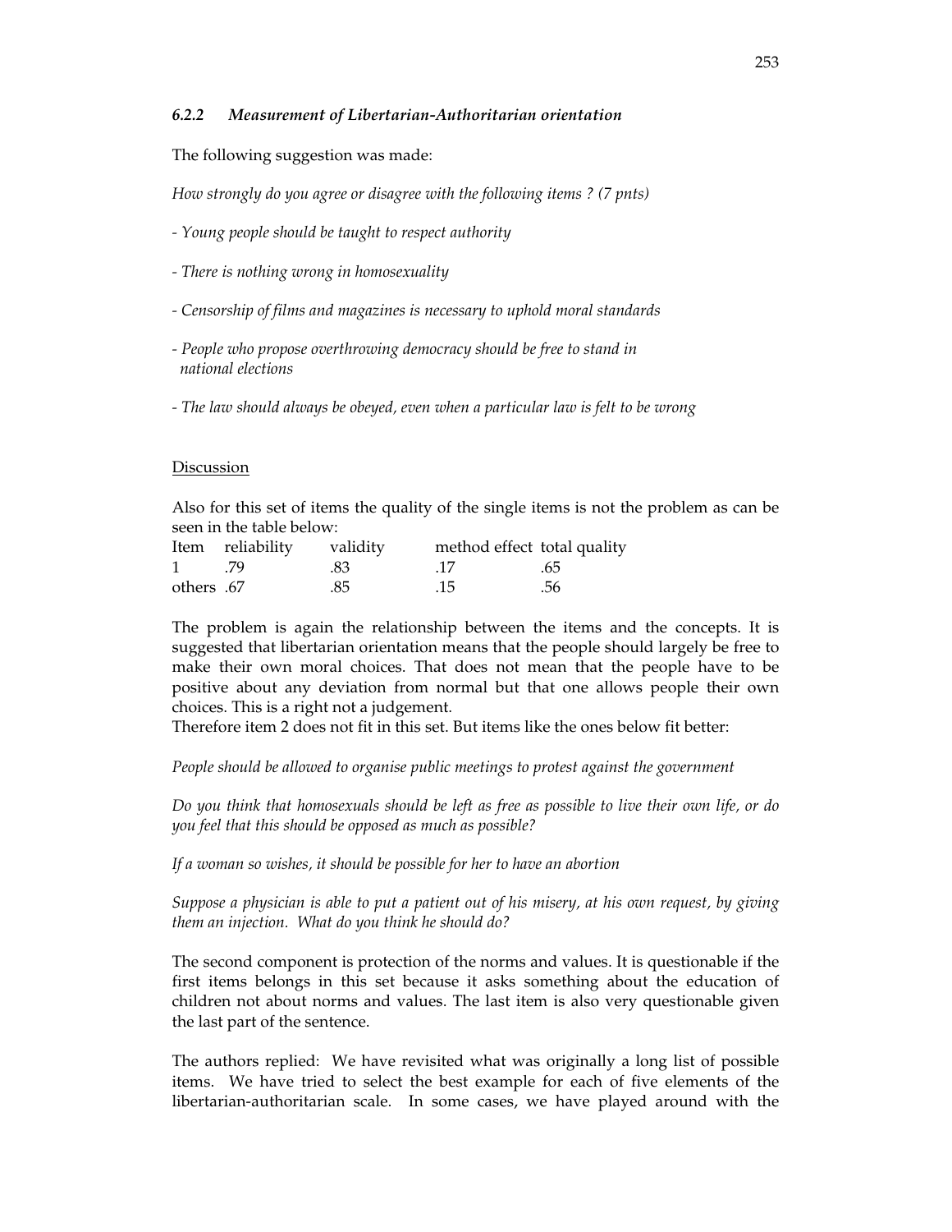### *6.2.2 Measurement of Libertarian-Authoritarian orientation*

The following suggestion was made:

*How strongly do you agree or disagree with the following items ? (7 pnts)*

*- Young people should be taught to respect authority*

*- There is nothing wrong in homosexuality*

*- Censorship of films and magazines is necessary to uphold moral standards*

*- People who propose overthrowing democracy should be free to stand in national elections*

*- The law should always be obeyed, even when a particular law is felt to be wrong*

Discussion

Also for this set of items the quality of the single items is not the problem as can be seen in the table below:

| Item | reliability | validity | method effect | total quality |
|---|---|---|---|---|
| 1 | .79 | .83 | .17 | .65 |
| others | .67 | .85 | .15 | .56 |

The problem is again the relationship between the items and the concepts. It is suggested that libertarian orientation means that the people should largely be free to make their own moral choices. That does not mean that the people have to be positive about any deviation from normal but that one allows people their own choices. This is a right not a judgement.
Therefore item 2 does not fit in this set. But items like the ones below fit better:

*People should be allowed to organise public meetings to protest against the government*

*Do you think that homosexuals should be left as free as possible to live their own life, or do you feel that this should be opposed as much as possible?*

*If a woman so wishes, it should be possible for her to have an abortion*

*Suppose a physician is able to put a patient out of his misery, at his own request, by giving them an injection. What do you think he should do?*

The second component is protection of the norms and values. It is questionable if the first items belongs in this set because it asks something about the education of children not about norms and values. The last item is also very questionable given the last part of the sentence.

The authors replied: We have revisited what was originally a long list of possible items. We have tried to select the best example for each of five elements of the libertarian-authoritarian scale. In some cases, we have played around with the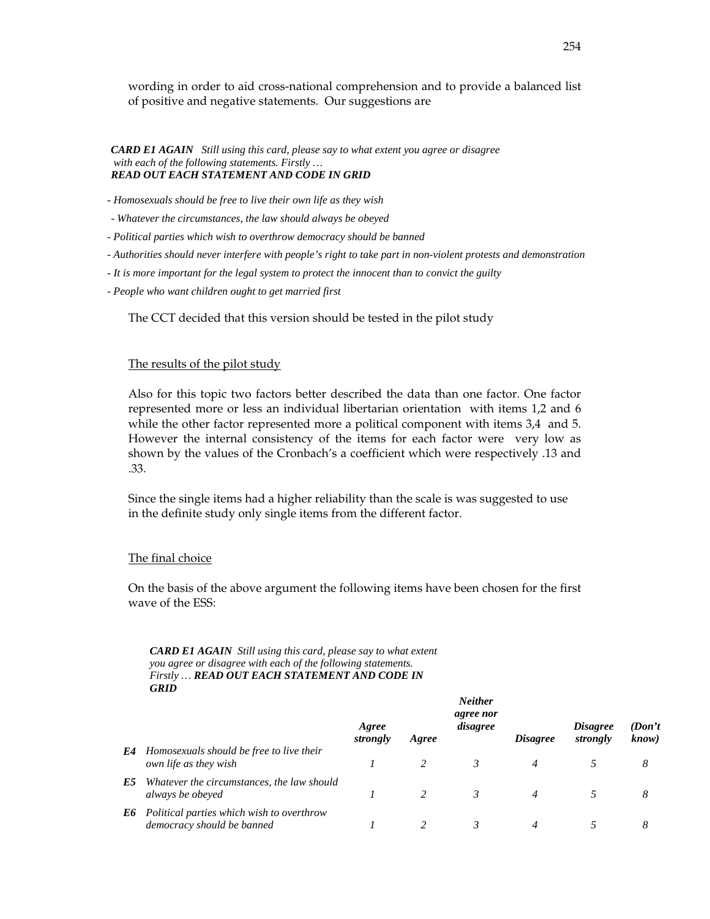wording in order to aid cross-national comprehension and to provide a balanced list of positive and negative statements. Our suggestions are

***CARD E1 AGAIN*** *Still using this card, please say to what extent you agree or disagree with each of the following statements. Firstly …*
***READ OUT EACH STATEMENT AND CODE IN GRID***

- *Homosexuals should be free to live their own life as they wish*
- *Whatever the circumstances, the law should always be obeyed*
- *Political parties which wish to overthrow democracy should be banned*
- *Authorities should never interfere with people's right to take part in non-violent protests and demonstration*
- *It is more important for the legal system to protect the innocent than to convict the guilty*
- *People who want children ought to get married first*

The CCT decided that this version should be tested in the pilot study

The results of the pilot study

Also for this topic two factors better described the data than one factor. One factor represented more or less an individual libertarian orientation with items 1,2 and 6 while the other factor represented more a political component with items 3,4 and 5. However the internal consistency of the items for each factor were very low as shown by the values of the Cronbach's a coefficient which were respectively .13 and .33.

Since the single items had a higher reliability than the scale is was suggested to use in the definite study only single items from the different factor.

The final choice

On the basis of the above argument the following items have been chosen for the first wave of the ESS:

***CARD E1 AGAIN*** *Still using this card, please say to what extent you agree or disagree with each of the following statements. Firstly …* ***READ OUT EACH STATEMENT AND CODE IN GRID***

| | | *Agree strongly* | *Agree* | *Neither agree nor disagree* | *Disagree* | *Disagree strongly* | *(Don't know)* |
|---|---|---|---|---|---|---|---|
| ***E4*** | *Homosexuals should be free to live their own life as they wish* | *1* | *2* | *3* | *4* | *5* | *8* |
| ***E5*** | *Whatever the circumstances, the law should always be obeyed* | *1* | *2* | *3* | *4* | *5* | *8* |
| ***E6*** | *Political parties which wish to overthrow democracy should be banned* | *1* | *2* | *3* | *4* | *5* | *8* |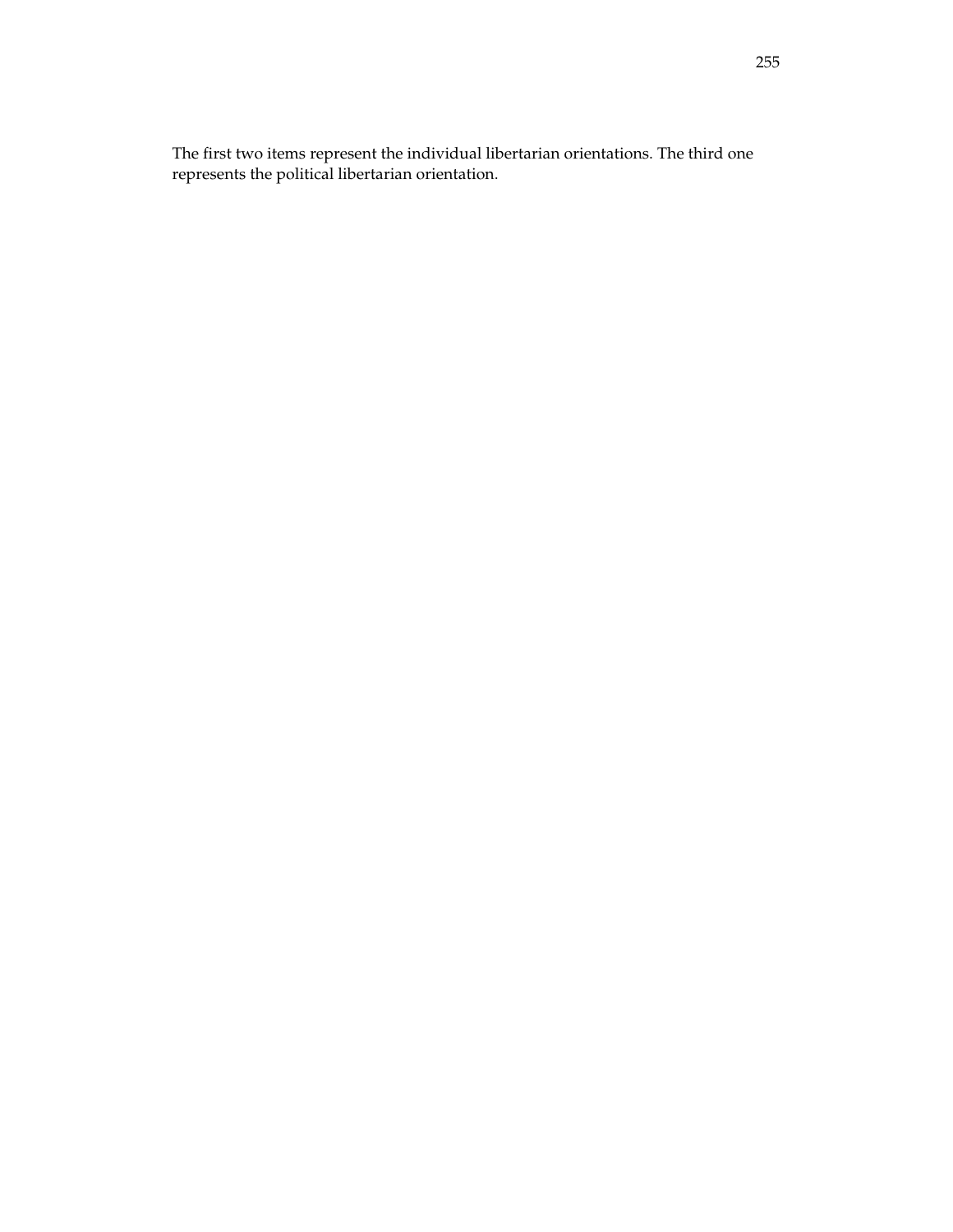The first two items represent the individual libertarian orientations. The third one represents the political libertarian orientation.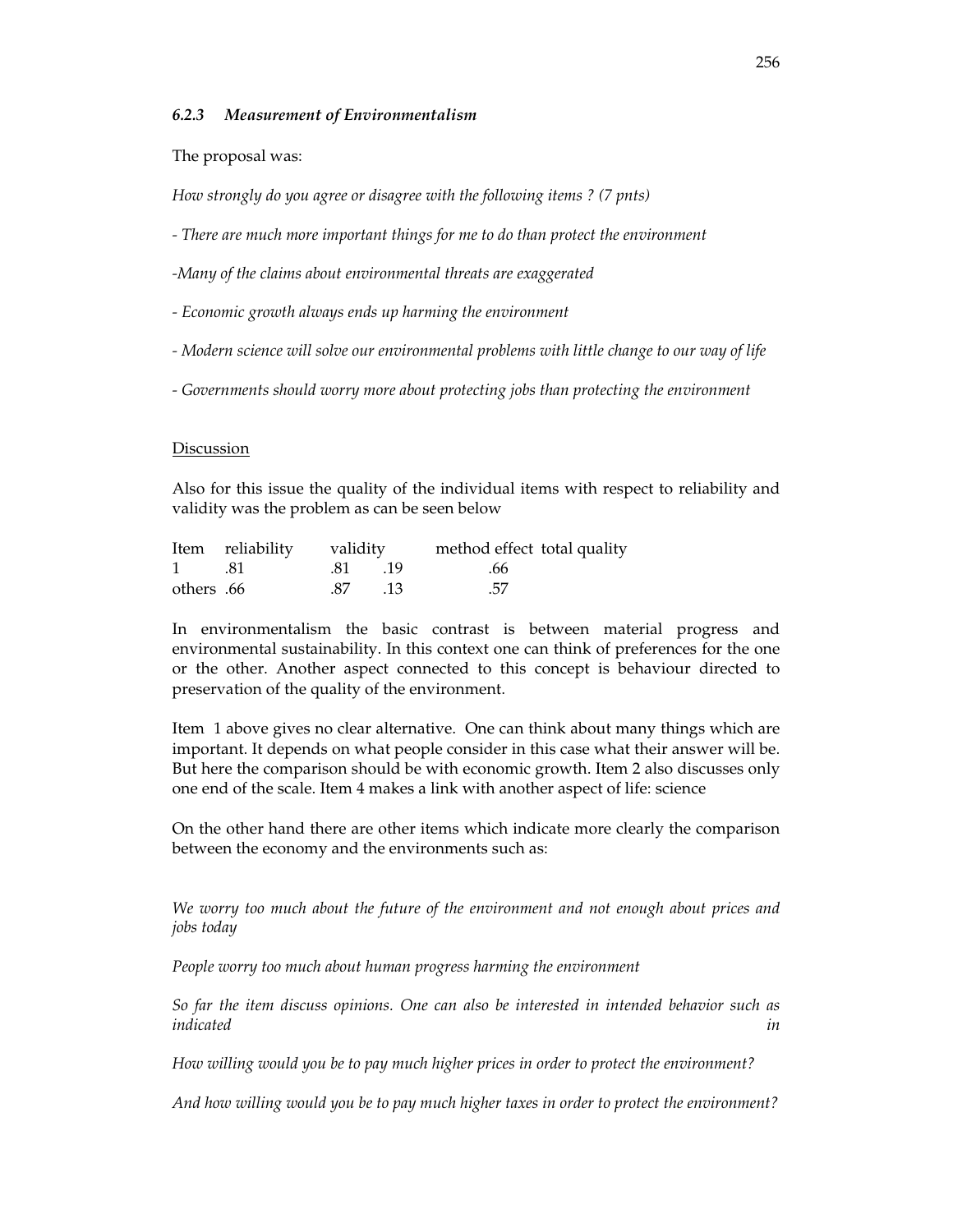### *6.2.3 Measurement of Environmentalism*

The proposal was:

*How strongly do you agree or disagree with the following items ? (7 pnts)*

*- There are much more important things for me to do than protect the environment*

*-Many of the claims about environmental threats are exaggerated*

*- Economic growth always ends up harming the environment*

*- Modern science will solve our environmental problems with little change to our way of life*

*- Governments should worry more about protecting jobs than protecting the environment*

<u>Discussion</u>

Also for this issue the quality of the individual items with respect to reliability and validity was the problem as can be seen below

| Item | reliability | validity | method effect | total quality |
|---|---|---|---|---|
| 1 | .81 | .81 | .19 | .66 |
| others | .66 | .87 | .13 | .57 |

In environmentalism the basic contrast is between material progress and environmental sustainability. In this context one can think of preferences for the one or the other. Another aspect connected to this concept is behaviour directed to preservation of the quality of the environment.

Item 1 above gives no clear alternative. One can think about many things which are important. It depends on what people consider in this case what their answer will be. But here the comparison should be with economic growth. Item 2 also discusses only one end of the scale. Item 4 makes a link with another aspect of life: science

On the other hand there are other items which indicate more clearly the comparison between the economy and the environments such as:

*We worry too much about the future of the environment and not enough about prices and jobs today*

*People worry too much about human progress harming the environment*

*So far the item discuss opinions. One can also be interested in intended behavior such as indicated in*

*How willing would you be to pay much higher prices in order to protect the environment?*

*And how willing would you be to pay much higher taxes in order to protect the environment?*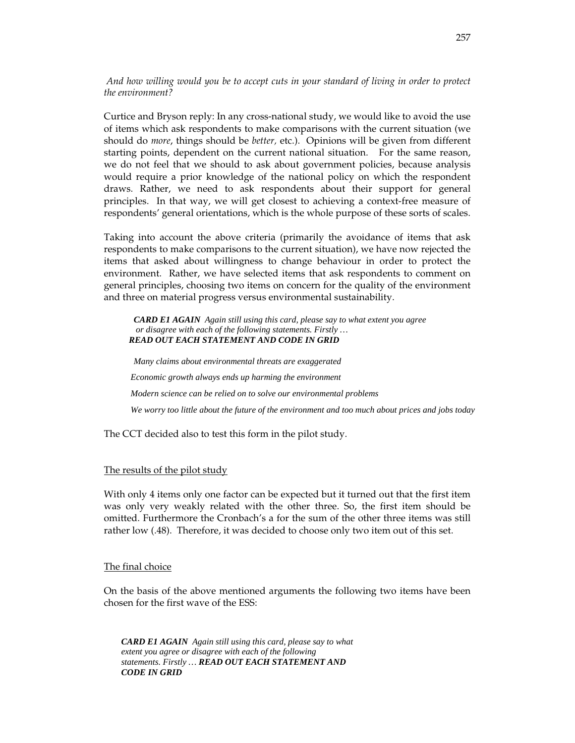*And how willing would you be to accept cuts in your standard of living in order to protect the environment?*

Curtice and Bryson reply: In any cross-national study, we would like to avoid the use of items which ask respondents to make comparisons with the current situation (we should do *more*, things should be *better*, etc.). Opinions will be given from different starting points, dependent on the current national situation. For the same reason, we do not feel that we should to ask about government policies, because analysis would require a prior knowledge of the national policy on which the respondent draws. Rather, we need to ask respondents about their support for general principles. In that way, we will get closest to achieving a context-free measure of respondents' general orientations, which is the whole purpose of these sorts of scales.

Taking into account the above criteria (primarily the avoidance of items that ask respondents to make comparisons to the current situation), we have now rejected the items that asked about willingness to change behaviour in order to protect the environment. Rather, we have selected items that ask respondents to comment on general principles, choosing two items on concern for the quality of the environment and three on material progress versus environmental sustainability.

> ***CARD E1 AGAIN*** *Again still using this card, please say to what extent you agree or disagree with each of the following statements. Firstly …* ***READ OUT EACH STATEMENT AND CODE IN GRID***
>
> *Many claims about environmental threats are exaggerated*
>
> *Economic growth always ends up harming the environment*
>
> *Modern science can be relied on to solve our environmental problems*
>
> *We worry too little about the future of the environment and too much about prices and jobs today*

The CCT decided also to test this form in the pilot study.

## The results of the pilot study

With only 4 items only one factor can be expected but it turned out that the first item was only very weakly related with the other three. So, the first item should be omitted. Furthermore the Cronbach's a for the sum of the other three items was still rather low (.48). Therefore, it was decided to choose only two item out of this set.

## The final choice

On the basis of the above mentioned arguments the following two items have been chosen for the first wave of the ESS:

> ***CARD E1 AGAIN*** *Again still using this card, please say to what extent you agree or disagree with each of the following statements. Firstly …* ***READ OUT EACH STATEMENT AND CODE IN GRID***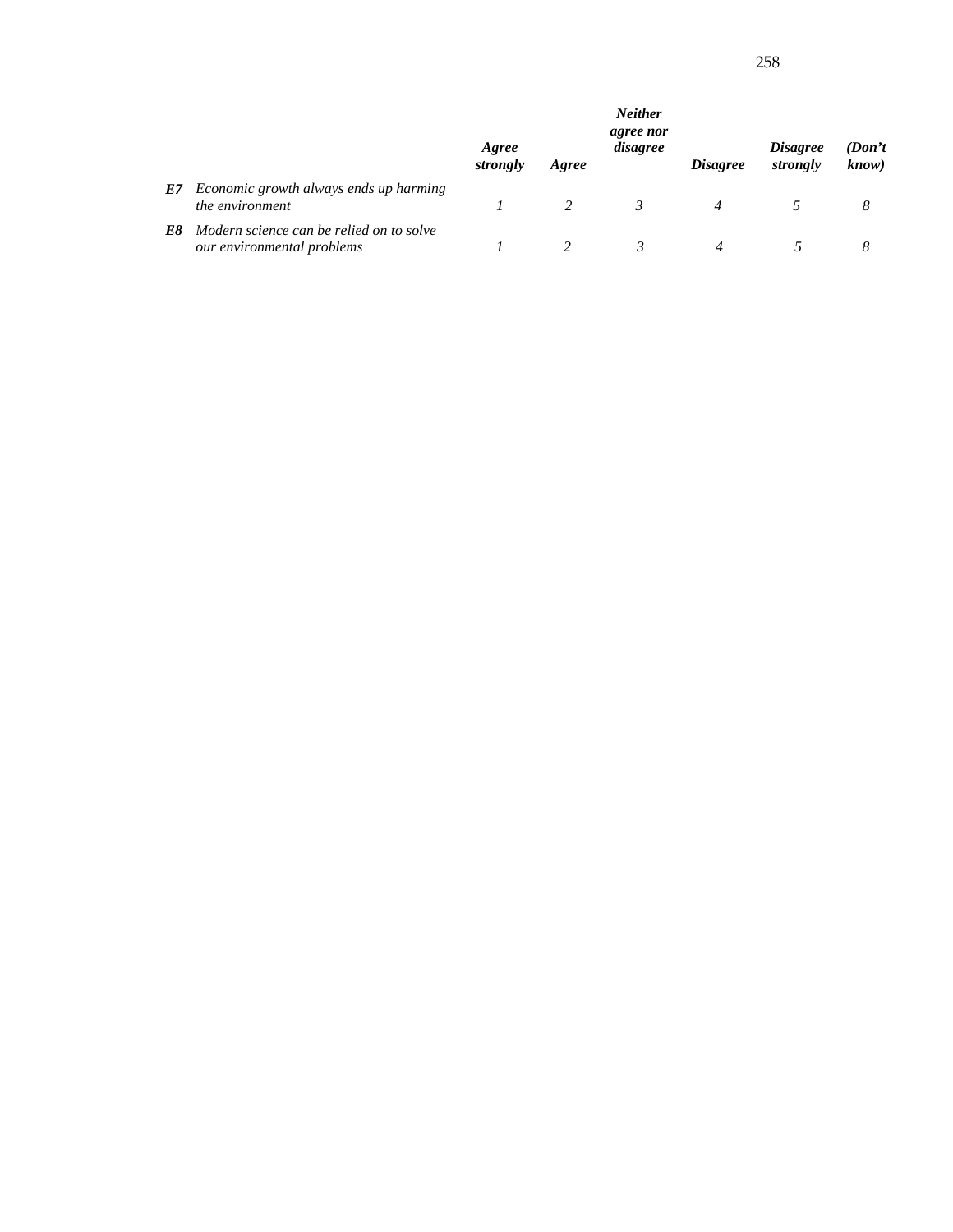| | | Agree strongly | Agree | Neither agree nor disagree | Disagree | Disagree strongly | (Don't know) |
|---|---|---|---|---|---|---|---|
| **E7** | *Economic growth always ends up harming the environment* | *1* | *2* | *3* | *4* | *5* | *8* |
| **E8** | *Modern science can be relied on to solve our environmental problems* | *1* | *2* | *3* | *4* | *5* | *8* |